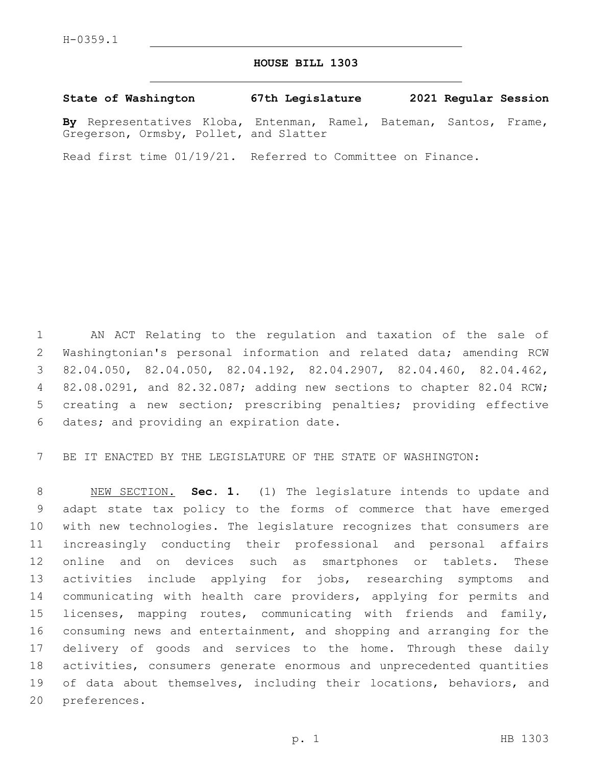H-0359.1

# HOUSE BILL 1303

**State of Washington 67th Legislature 2021 Regular Session**

**By** Representatives Kloba, Entenman, Ramel, Bateman, Santos, Frame, Gregerson, Ormsby, Pollet, and Slatter

Read first time 01/19/21. Referred to Committee on Finance.

AN ACT Relating to the regulation and taxation of the sale of Washingtonian's personal information and related data; amending RCW 82.04.050, 82.04.050, 82.04.192, 82.04.2907, 82.04.460, 82.04.462, 82.08.0291, and 82.32.087; adding new sections to chapter 82.04 RCW; creating a new section; prescribing penalties; providing effective dates; and providing an expiration date.

BE IT ENACTED BY THE LEGISLATURE OF THE STATE OF WASHINGTON:

NEW SECTION. **Sec. 1.** (1) The legislature intends to update and adapt state tax policy to the forms of commerce that have emerged with new technologies. The legislature recognizes that consumers are increasingly conducting their professional and personal affairs online and on devices such as smartphones or tablets. These activities include applying for jobs, researching symptoms and communicating with health care providers, applying for permits and licenses, mapping routes, communicating with friends and family, consuming news and entertainment, and shopping and arranging for the delivery of goods and services to the home. Through these daily activities, consumers generate enormous and unprecedented quantities of data about themselves, including their locations, behaviors, and preferences.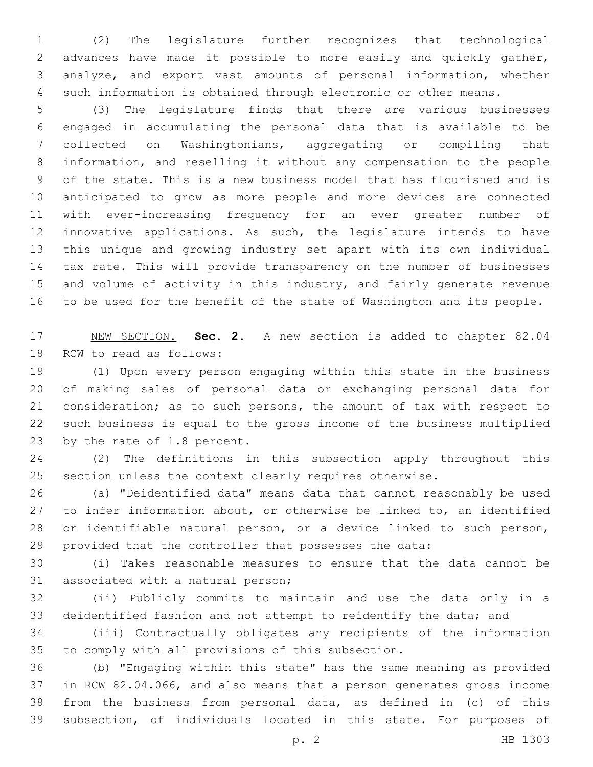(2) The legislature further recognizes that technological advances have made it possible to more easily and quickly gather, analyze, and export vast amounts of personal information, whether such information is obtained through electronic or other means.

(3) The legislature finds that there are various businesses engaged in accumulating the personal data that is available to be collected on Washingtonians, aggregating or compiling that information, and reselling it without any compensation to the people of the state. This is a new business model that has flourished and is anticipated to grow as more people and more devices are connected with ever-increasing frequency for an ever greater number of innovative applications. As such, the legislature intends to have this unique and growing industry set apart with its own individual tax rate. This will provide transparency on the number of businesses and volume of activity in this industry, and fairly generate revenue to be used for the benefit of the state of Washington and its people.

NEW SECTION. **Sec. 2.** A new section is added to chapter 82.04 RCW to read as follows:

(1) Upon every person engaging within this state in the business of making sales of personal data or exchanging personal data for consideration; as to such persons, the amount of tax with respect to such business is equal to the gross income of the business multiplied by the rate of 1.8 percent.

(2) The definitions in this subsection apply throughout this section unless the context clearly requires otherwise.

(a) "Deidentified data" means data that cannot reasonably be used to infer information about, or otherwise be linked to, an identified or identifiable natural person, or a device linked to such person, provided that the controller that possesses the data:

(i) Takes reasonable measures to ensure that the data cannot be associated with a natural person;

(ii) Publicly commits to maintain and use the data only in a deidentified fashion and not attempt to reidentify the data; and

(iii) Contractually obligates any recipients of the information to comply with all provisions of this subsection.

(b) "Engaging within this state" has the same meaning as provided in RCW 82.04.066, and also means that a person generates gross income from the business from personal data, as defined in (c) of this subsection, of individuals located in this state. For purposes of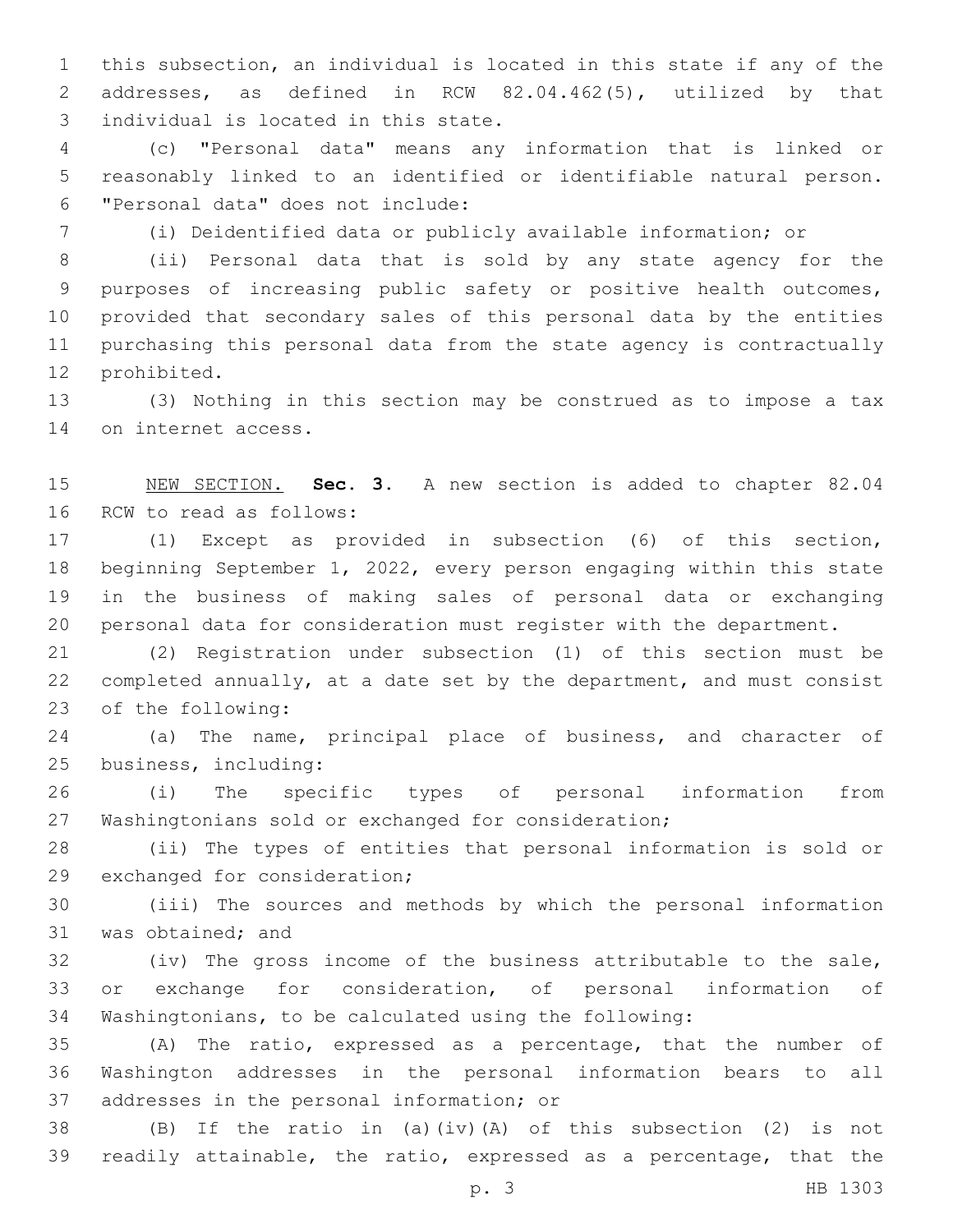this subsection, an individual is located in this state if any of the addresses, as defined in RCW 82.04.462(5), utilized by that individual is located in this state.

(c) "Personal data" means any information that is linked or reasonably linked to an identified or identifiable natural person. "Personal data" does not include:

(i) Deidentified data or publicly available information; or

(ii) Personal data that is sold by any state agency for the purposes of increasing public safety or positive health outcomes, provided that secondary sales of this personal data by the entities purchasing this personal data from the state agency is contractually prohibited.

(3) Nothing in this section may be construed as to impose a tax on internet access.

NEW SECTION. **Sec. 3.** A new section is added to chapter 82.04 RCW to read as follows:

(1) Except as provided in subsection (6) of this section, beginning September 1, 2022, every person engaging within this state in the business of making sales of personal data or exchanging personal data for consideration must register with the department.

(2) Registration under subsection (1) of this section must be completed annually, at a date set by the department, and must consist of the following:

(a) The name, principal place of business, and character of business, including:

(i) The specific types of personal information from Washingtonians sold or exchanged for consideration;

(ii) The types of entities that personal information is sold or exchanged for consideration;

(iii) The sources and methods by which the personal information was obtained; and

(iv) The gross income of the business attributable to the sale, or exchange for consideration, of personal information of Washingtonians, to be calculated using the following:

(A) The ratio, expressed as a percentage, that the number of Washington addresses in the personal information bears to all addresses in the personal information; or

(B) If the ratio in (a)(iv)(A) of this subsection (2) is not readily attainable, the ratio, expressed as a percentage, that the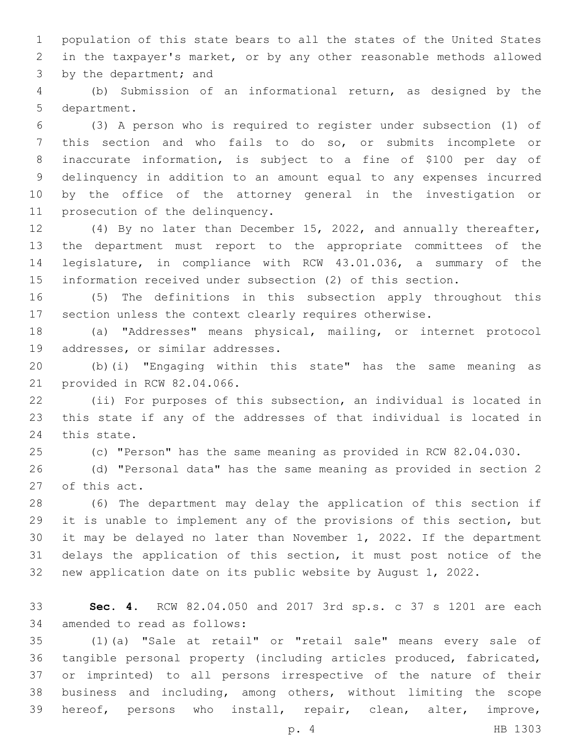population of this state bears to all the states of the United States in the taxpayer's market, or by any other reasonable methods allowed by the department; and

(b) Submission of an informational return, as designed by the department.

(3) A person who is required to register under subsection (1) of this section and who fails to do so, or submits incomplete or inaccurate information, is subject to a fine of $100 per day of delinquency in addition to an amount equal to any expenses incurred by the office of the attorney general in the investigation or prosecution of the delinquency.

(4) By no later than December 15, 2022, and annually thereafter, the department must report to the appropriate committees of the legislature, in compliance with RCW 43.01.036, a summary of the information received under subsection (2) of this section.

(5) The definitions in this subsection apply throughout this section unless the context clearly requires otherwise.

(a) "Addresses" means physical, mailing, or internet protocol addresses, or similar addresses.

(b)(i) "Engaging within this state" has the same meaning as provided in RCW 82.04.066.

(ii) For purposes of this subsection, an individual is located in this state if any of the addresses of that individual is located in this state.

(c) "Person" has the same meaning as provided in RCW 82.04.030.

(d) "Personal data" has the same meaning as provided in section 2 of this act.

(6) The department may delay the application of this section if it is unable to implement any of the provisions of this section, but it may be delayed no later than November 1, 2022. If the department delays the application of this section, it must post notice of the new application date on its public website by August 1, 2022.

**Sec. 4.** RCW 82.04.050 and 2017 3rd sp.s. c 37 s 1201 are each amended to read as follows:

(1)(a) "Sale at retail" or "retail sale" means every sale of tangible personal property (including articles produced, fabricated, or imprinted) to all persons irrespective of the nature of their business and including, among others, without limiting the scope hereof, persons who install, repair, clean, alter, improve,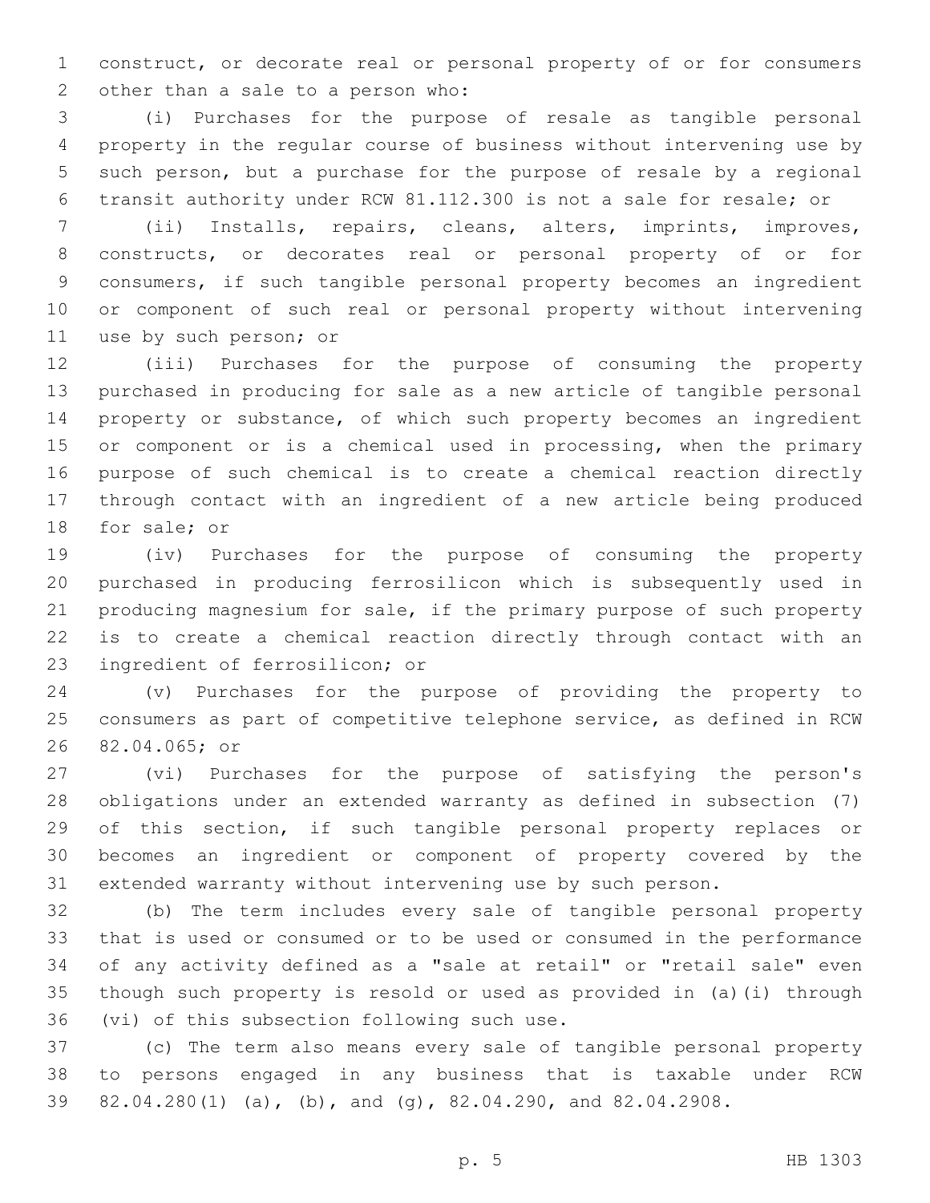construct, or decorate real or personal property of or for consumers other than a sale to a person who:

(i) Purchases for the purpose of resale as tangible personal property in the regular course of business without intervening use by such person, but a purchase for the purpose of resale by a regional transit authority under RCW 81.112.300 is not a sale for resale; or

(ii) Installs, repairs, cleans, alters, imprints, improves, constructs, or decorates real or personal property of or for consumers, if such tangible personal property becomes an ingredient or component of such real or personal property without intervening use by such person; or

(iii) Purchases for the purpose of consuming the property purchased in producing for sale as a new article of tangible personal property or substance, of which such property becomes an ingredient or component or is a chemical used in processing, when the primary purpose of such chemical is to create a chemical reaction directly through contact with an ingredient of a new article being produced for sale; or

(iv) Purchases for the purpose of consuming the property purchased in producing ferrosilicon which is subsequently used in producing magnesium for sale, if the primary purpose of such property is to create a chemical reaction directly through contact with an ingredient of ferrosilicon; or

(v) Purchases for the purpose of providing the property to consumers as part of competitive telephone service, as defined in RCW 82.04.065; or

(vi) Purchases for the purpose of satisfying the person's obligations under an extended warranty as defined in subsection (7) of this section, if such tangible personal property replaces or becomes an ingredient or component of property covered by the extended warranty without intervening use by such person.

(b) The term includes every sale of tangible personal property that is used or consumed or to be used or consumed in the performance of any activity defined as a "sale at retail" or "retail sale" even though such property is resold or used as provided in (a)(i) through (vi) of this subsection following such use.

(c) The term also means every sale of tangible personal property to persons engaged in any business that is taxable under RCW 82.04.280(1) (a), (b), and (g), 82.04.290, and 82.04.2908.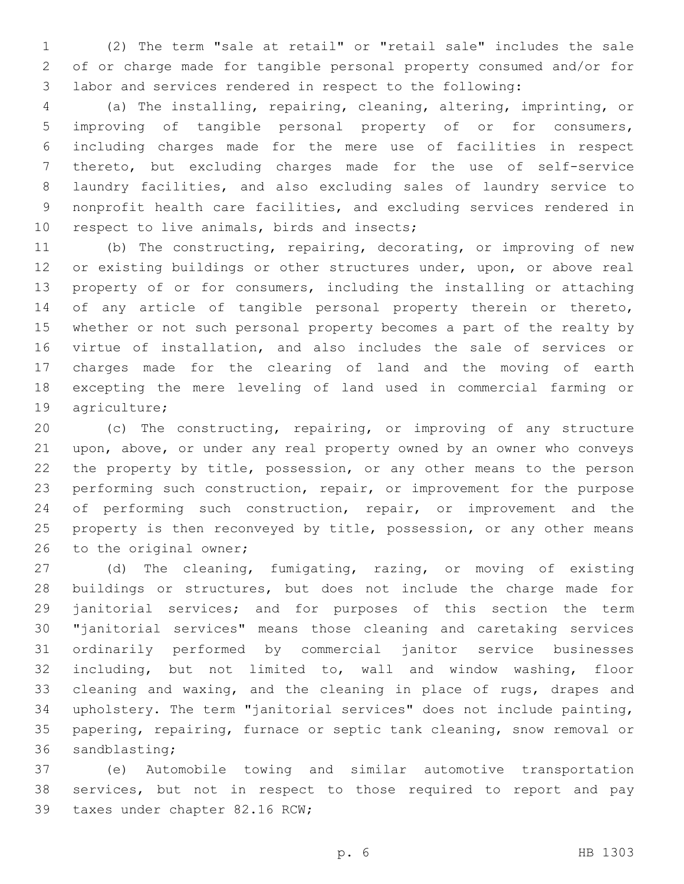(2) The term "sale at retail" or "retail sale" includes the sale of or charge made for tangible personal property consumed and/or for labor and services rendered in respect to the following:

(a) The installing, repairing, cleaning, altering, imprinting, or improving of tangible personal property of or for consumers, including charges made for the mere use of facilities in respect thereto, but excluding charges made for the use of self-service laundry facilities, and also excluding sales of laundry service to nonprofit health care facilities, and excluding services rendered in respect to live animals, birds and insects;

(b) The constructing, repairing, decorating, or improving of new or existing buildings or other structures under, upon, or above real property of or for consumers, including the installing or attaching of any article of tangible personal property therein or thereto, whether or not such personal property becomes a part of the realty by virtue of installation, and also includes the sale of services or charges made for the clearing of land and the moving of earth excepting the mere leveling of land used in commercial farming or agriculture;

(c) The constructing, repairing, or improving of any structure upon, above, or under any real property owned by an owner who conveys the property by title, possession, or any other means to the person performing such construction, repair, or improvement for the purpose of performing such construction, repair, or improvement and the property is then reconveyed by title, possession, or any other means to the original owner;

(d) The cleaning, fumigating, razing, or moving of existing buildings or structures, but does not include the charge made for janitorial services; and for purposes of this section the term "janitorial services" means those cleaning and caretaking services ordinarily performed by commercial janitor service businesses including, but not limited to, wall and window washing, floor cleaning and waxing, and the cleaning in place of rugs, drapes and upholstery. The term "janitorial services" does not include painting, papering, repairing, furnace or septic tank cleaning, snow removal or sandblasting;

(e) Automobile towing and similar automotive transportation services, but not in respect to those required to report and pay taxes under chapter 82.16 RCW;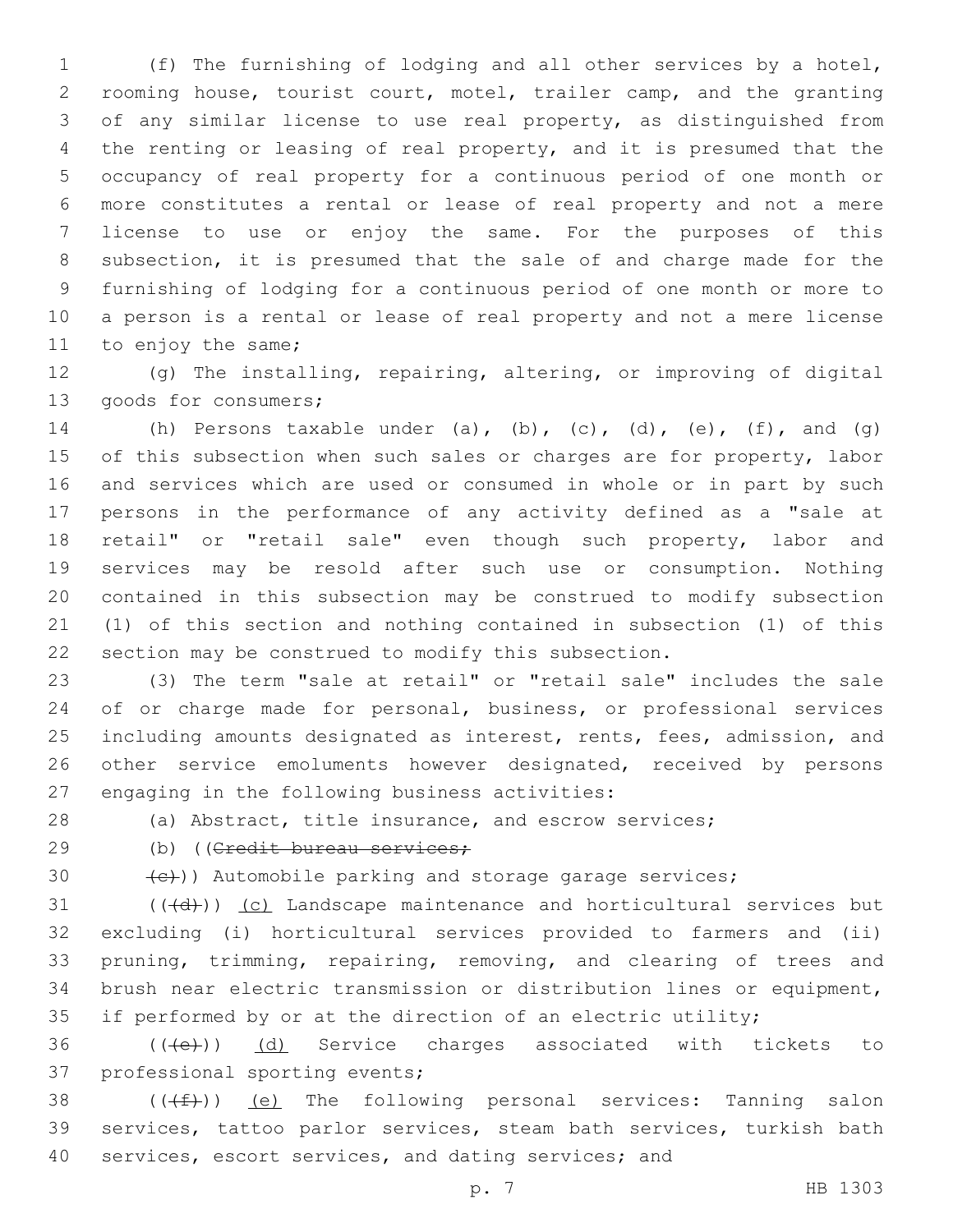(f) The furnishing of lodging and all other services by a hotel, rooming house, tourist court, motel, trailer camp, and the granting of any similar license to use real property, as distinguished from the renting or leasing of real property, and it is presumed that the occupancy of real property for a continuous period of one month or more constitutes a rental or lease of real property and not a mere license to use or enjoy the same. For the purposes of this subsection, it is presumed that the sale of and charge made for the furnishing of lodging for a continuous period of one month or more to a person is a rental or lease of real property and not a mere license to enjoy the same;

(g) The installing, repairing, altering, or improving of digital goods for consumers;

(h) Persons taxable under (a), (b), (c), (d), (e), (f), and (g) of this subsection when such sales or charges are for property, labor and services which are used or consumed in whole or in part by such persons in the performance of any activity defined as a "sale at retail" or "retail sale" even though such property, labor and services may be resold after such use or consumption. Nothing contained in this subsection may be construed to modify subsection (1) of this section and nothing contained in subsection (1) of this section may be construed to modify this subsection.

(3) The term "sale at retail" or "retail sale" includes the sale of or charge made for personal, business, or professional services including amounts designated as interest, rents, fees, admission, and other service emoluments however designated, received by persons engaging in the following business activities:

(a) Abstract, title insurance, and escrow services;

(b) ((~~Credit bureau services;~~

~~(c)~~)) Automobile parking and storage garage services;

((~~(d)~~)) (c) Landscape maintenance and horticultural services but excluding (i) horticultural services provided to farmers and (ii) pruning, trimming, repairing, removing, and clearing of trees and brush near electric transmission or distribution lines or equipment, if performed by or at the direction of an electric utility;

((~~(e)~~)) (d) Service charges associated with tickets to professional sporting events;

((~~(f)~~)) (e) The following personal services: Tanning salon services, tattoo parlor services, steam bath services, turkish bath services, escort services, and dating services; and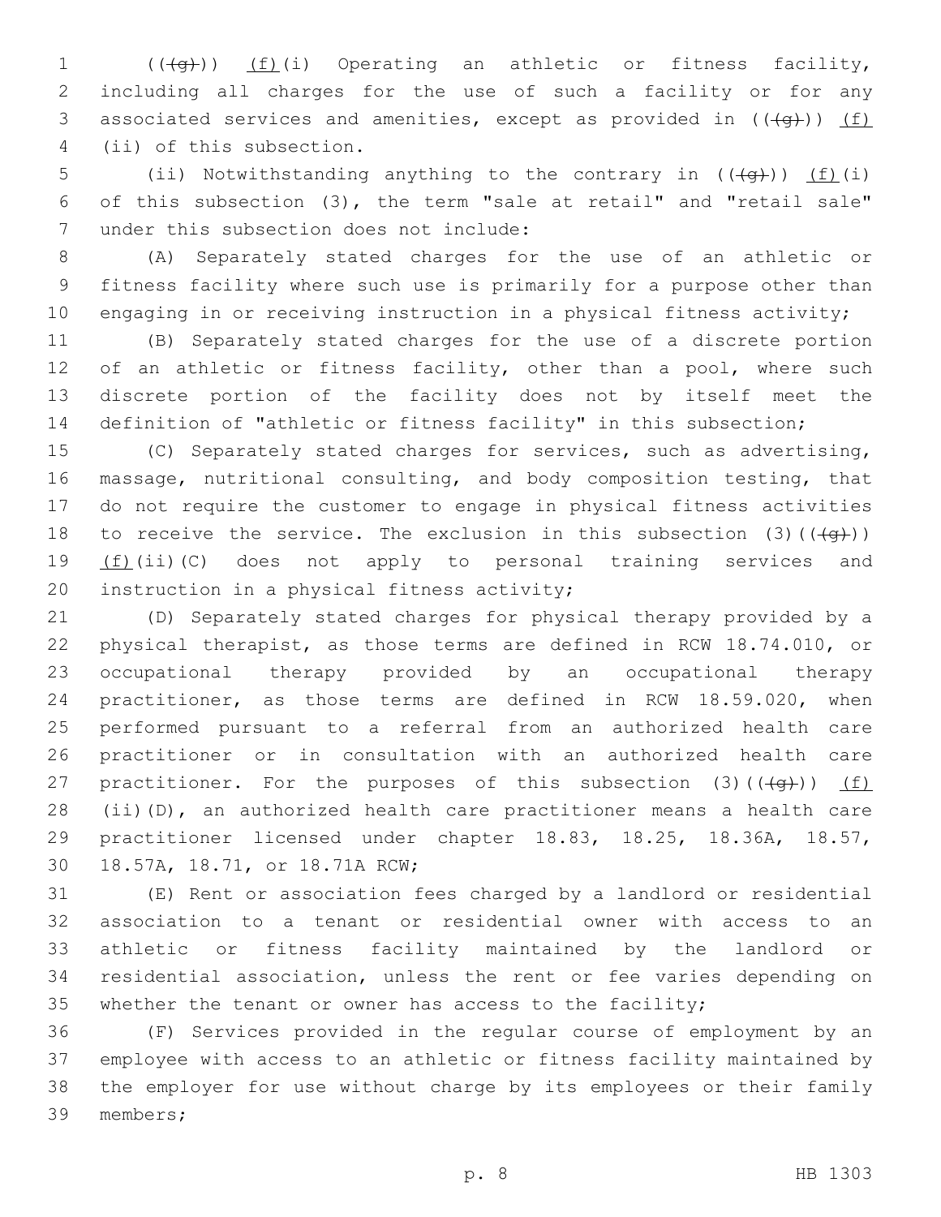(((g))) (f)(i) Operating an athletic or fitness facility, including all charges for the use of such a facility or for any associated services and amenities, except as provided in (((g))) (f)(ii) of this subsection.

(ii) Notwithstanding anything to the contrary in (((g))) (f)(i) of this subsection (3), the term "sale at retail" and "retail sale" under this subsection does not include:

(A) Separately stated charges for the use of an athletic or fitness facility where such use is primarily for a purpose other than engaging in or receiving instruction in a physical fitness activity;

(B) Separately stated charges for the use of a discrete portion of an athletic or fitness facility, other than a pool, where such discrete portion of the facility does not by itself meet the definition of "athletic or fitness facility" in this subsection;

(C) Separately stated charges for services, such as advertising, massage, nutritional consulting, and body composition testing, that do not require the customer to engage in physical fitness activities to receive the service. The exclusion in this subsection (3)(((g))) (f)(ii)(C) does not apply to personal training services and instruction in a physical fitness activity;

(D) Separately stated charges for physical therapy provided by a physical therapist, as those terms are defined in RCW 18.74.010, or occupational therapy provided by an occupational therapy practitioner, as those terms are defined in RCW 18.59.020, when performed pursuant to a referral from an authorized health care practitioner or in consultation with an authorized health care practitioner. For the purposes of this subsection (3)(((g))) (f)(ii)(D), an authorized health care practitioner means a health care practitioner licensed under chapter 18.83, 18.25, 18.36A, 18.57, 18.57A, 18.71, or 18.71A RCW;

(E) Rent or association fees charged by a landlord or residential association to a tenant or residential owner with access to an athletic or fitness facility maintained by the landlord or residential association, unless the rent or fee varies depending on whether the tenant or owner has access to the facility;

(F) Services provided in the regular course of employment by an employee with access to an athletic or fitness facility maintained by the employer for use without charge by its employees or their family members;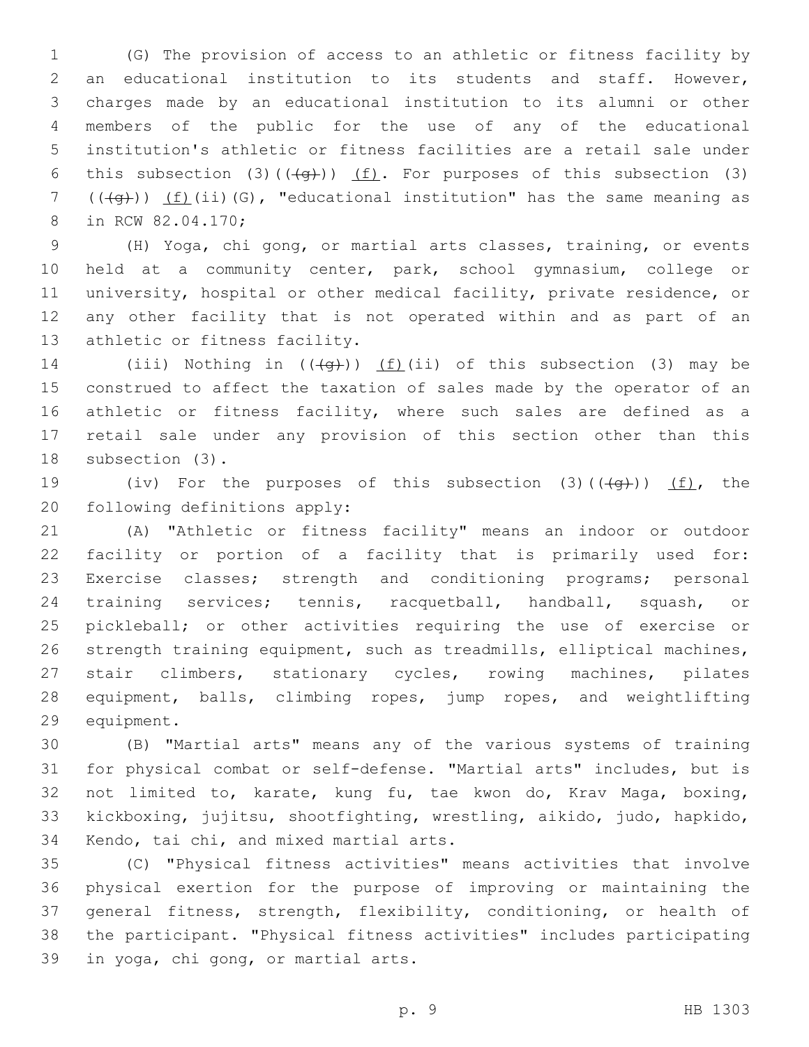(G) The provision of access to an athletic or fitness facility by an educational institution to its students and staff. However, charges made by an educational institution to its alumni or other members of the public for the use of any of the educational institution's athletic or fitness facilities are a retail sale under this subsection (3)(((g))) (f). For purposes of this subsection (3) (((g))) (f)(ii)(G), "educational institution" has the same meaning as in RCW 82.04.170;

(H) Yoga, chi gong, or martial arts classes, training, or events held at a community center, park, school gymnasium, college or university, hospital or other medical facility, private residence, or any other facility that is not operated within and as part of an athletic or fitness facility.

(iii) Nothing in (((g))) (f)(ii) of this subsection (3) may be construed to affect the taxation of sales made by the operator of an athletic or fitness facility, where such sales are defined as a retail sale under any provision of this section other than this subsection (3).

(iv) For the purposes of this subsection (3)(((g))) (f), the following definitions apply:

(A) "Athletic or fitness facility" means an indoor or outdoor facility or portion of a facility that is primarily used for: Exercise classes; strength and conditioning programs; personal training services; tennis, racquetball, handball, squash, or pickleball; or other activities requiring the use of exercise or strength training equipment, such as treadmills, elliptical machines, stair climbers, stationary cycles, rowing machines, pilates equipment, balls, climbing ropes, jump ropes, and weightlifting equipment.

(B) "Martial arts" means any of the various systems of training for physical combat or self-defense. "Martial arts" includes, but is not limited to, karate, kung fu, tae kwon do, Krav Maga, boxing, kickboxing, jujitsu, shootfighting, wrestling, aikido, judo, hapkido, Kendo, tai chi, and mixed martial arts.

(C) "Physical fitness activities" means activities that involve physical exertion for the purpose of improving or maintaining the general fitness, strength, flexibility, conditioning, or health of the participant. "Physical fitness activities" includes participating in yoga, chi gong, or martial arts.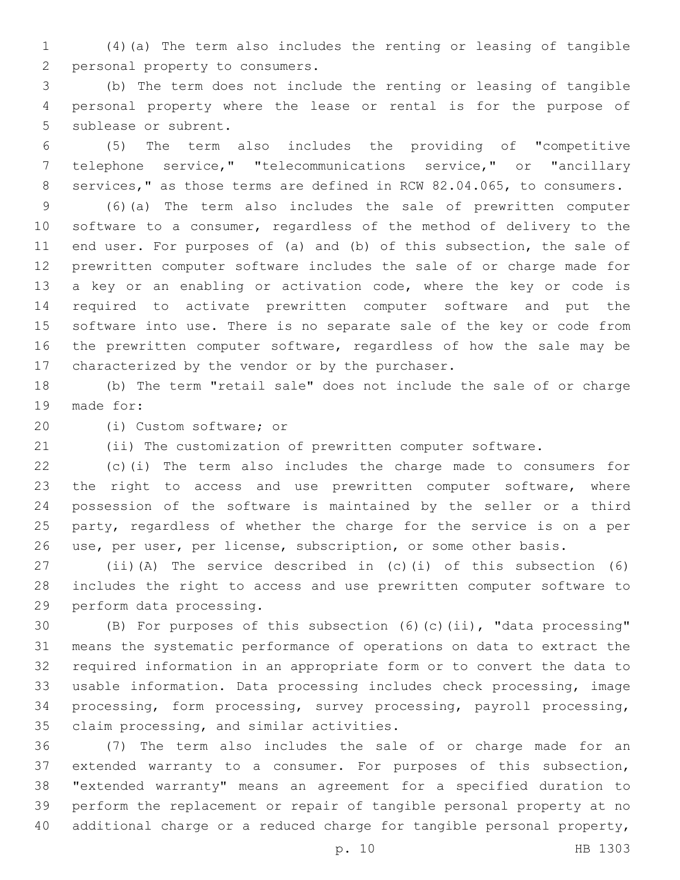(4)(a) The term also includes the renting or leasing of tangible personal property to consumers.

(b) The term does not include the renting or leasing of tangible personal property where the lease or rental is for the purpose of sublease or subrent.

(5) The term also includes the providing of "competitive telephone service," "telecommunications service," or "ancillary services," as those terms are defined in RCW 82.04.065, to consumers.

(6)(a) The term also includes the sale of prewritten computer software to a consumer, regardless of the method of delivery to the end user. For purposes of (a) and (b) of this subsection, the sale of prewritten computer software includes the sale of or charge made for a key or an enabling or activation code, where the key or code is required to activate prewritten computer software and put the software into use. There is no separate sale of the key or code from the prewritten computer software, regardless of how the sale may be characterized by the vendor or by the purchaser.

(b) The term "retail sale" does not include the sale of or charge made for:

(i) Custom software; or

(ii) The customization of prewritten computer software.

(c)(i) The term also includes the charge made to consumers for the right to access and use prewritten computer software, where possession of the software is maintained by the seller or a third party, regardless of whether the charge for the service is on a per use, per user, per license, subscription, or some other basis.

(ii)(A) The service described in (c)(i) of this subsection (6) includes the right to access and use prewritten computer software to perform data processing.

(B) For purposes of this subsection (6)(c)(ii), "data processing" means the systematic performance of operations on data to extract the required information in an appropriate form or to convert the data to usable information. Data processing includes check processing, image processing, form processing, survey processing, payroll processing, claim processing, and similar activities.

(7) The term also includes the sale of or charge made for an extended warranty to a consumer. For purposes of this subsection, "extended warranty" means an agreement for a specified duration to perform the replacement or repair of tangible personal property at no additional charge or a reduced charge for tangible personal property,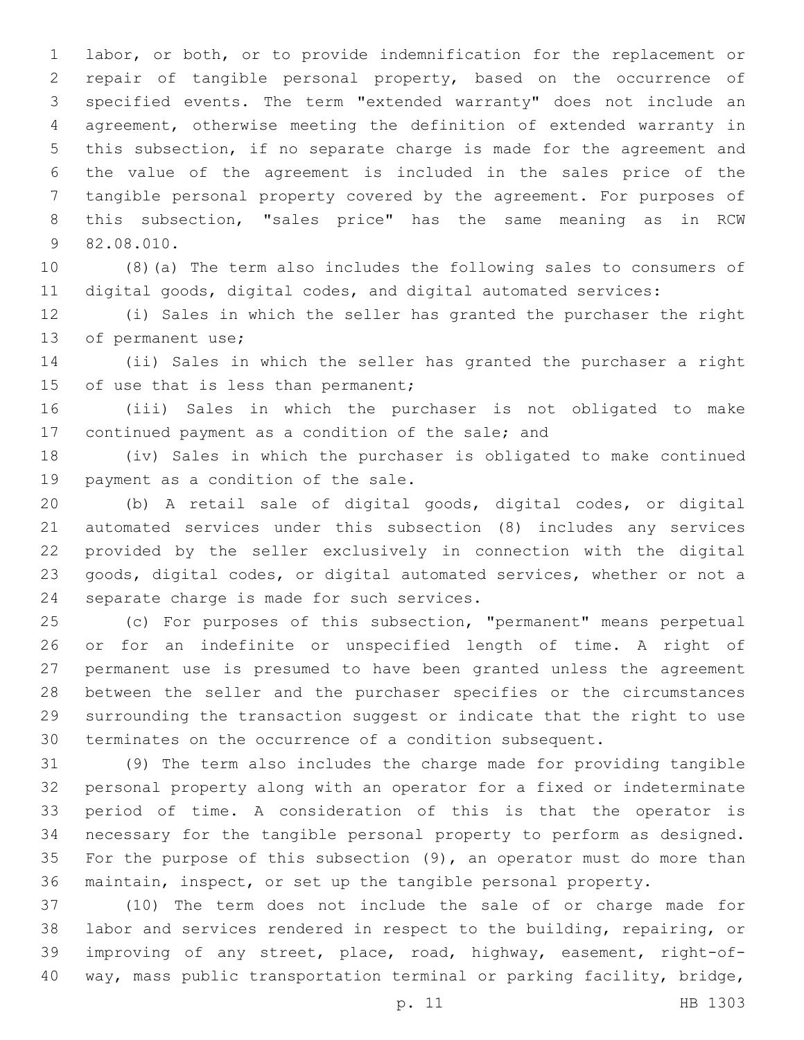labor, or both, or to provide indemnification for the replacement or repair of tangible personal property, based on the occurrence of specified events. The term "extended warranty" does not include an agreement, otherwise meeting the definition of extended warranty in this subsection, if no separate charge is made for the agreement and the value of the agreement is included in the sales price of the tangible personal property covered by the agreement. For purposes of this subsection, "sales price" has the same meaning as in RCW 82.08.010.

(8)(a) The term also includes the following sales to consumers of digital goods, digital codes, and digital automated services:

(i) Sales in which the seller has granted the purchaser the right of permanent use;

(ii) Sales in which the seller has granted the purchaser a right of use that is less than permanent;

(iii) Sales in which the purchaser is not obligated to make continued payment as a condition of the sale; and

(iv) Sales in which the purchaser is obligated to make continued payment as a condition of the sale.

(b) A retail sale of digital goods, digital codes, or digital automated services under this subsection (8) includes any services provided by the seller exclusively in connection with the digital goods, digital codes, or digital automated services, whether or not a separate charge is made for such services.

(c) For purposes of this subsection, "permanent" means perpetual or for an indefinite or unspecified length of time. A right of permanent use is presumed to have been granted unless the agreement between the seller and the purchaser specifies or the circumstances surrounding the transaction suggest or indicate that the right to use terminates on the occurrence of a condition subsequent.

(9) The term also includes the charge made for providing tangible personal property along with an operator for a fixed or indeterminate period of time. A consideration of this is that the operator is necessary for the tangible personal property to perform as designed. For the purpose of this subsection (9), an operator must do more than maintain, inspect, or set up the tangible personal property.

(10) The term does not include the sale of or charge made for labor and services rendered in respect to the building, repairing, or improving of any street, place, road, highway, easement, right-of-way, mass public transportation terminal or parking facility, bridge,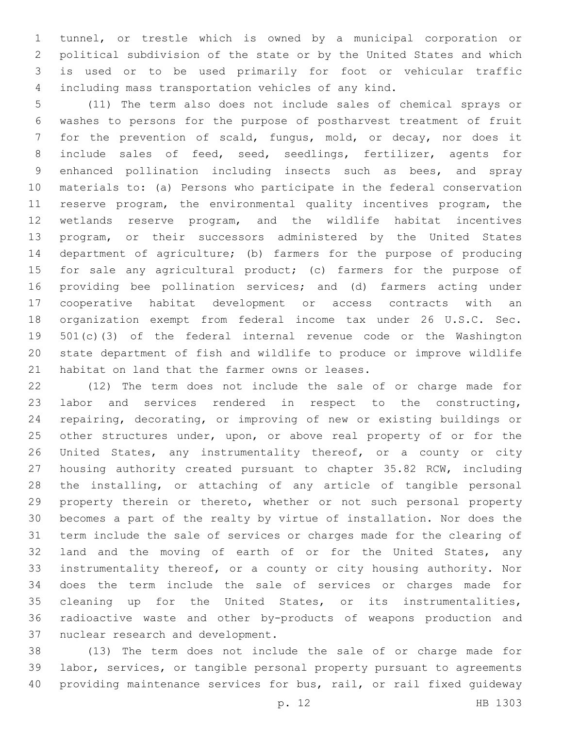tunnel, or trestle which is owned by a municipal corporation or political subdivision of the state or by the United States and which is used or to be used primarily for foot or vehicular traffic including mass transportation vehicles of any kind.

(11) The term also does not include sales of chemical sprays or washes to persons for the purpose of postharvest treatment of fruit for the prevention of scald, fungus, mold, or decay, nor does it include sales of feed, seed, seedlings, fertilizer, agents for enhanced pollination including insects such as bees, and spray materials to: (a) Persons who participate in the federal conservation reserve program, the environmental quality incentives program, the wetlands reserve program, and the wildlife habitat incentives program, or their successors administered by the United States department of agriculture; (b) farmers for the purpose of producing for sale any agricultural product; (c) farmers for the purpose of providing bee pollination services; and (d) farmers acting under cooperative habitat development or access contracts with an organization exempt from federal income tax under 26 U.S.C. Sec. 501(c)(3) of the federal internal revenue code or the Washington state department of fish and wildlife to produce or improve wildlife habitat on land that the farmer owns or leases.

(12) The term does not include the sale of or charge made for labor and services rendered in respect to the constructing, repairing, decorating, or improving of new or existing buildings or other structures under, upon, or above real property of or for the United States, any instrumentality thereof, or a county or city housing authority created pursuant to chapter 35.82 RCW, including the installing, or attaching of any article of tangible personal property therein or thereto, whether or not such personal property becomes a part of the realty by virtue of installation. Nor does the term include the sale of services or charges made for the clearing of land and the moving of earth of or for the United States, any instrumentality thereof, or a county or city housing authority. Nor does the term include the sale of services or charges made for cleaning up for the United States, or its instrumentalities, radioactive waste and other by-products of weapons production and nuclear research and development.

(13) The term does not include the sale of or charge made for labor, services, or tangible personal property pursuant to agreements providing maintenance services for bus, rail, or rail fixed guideway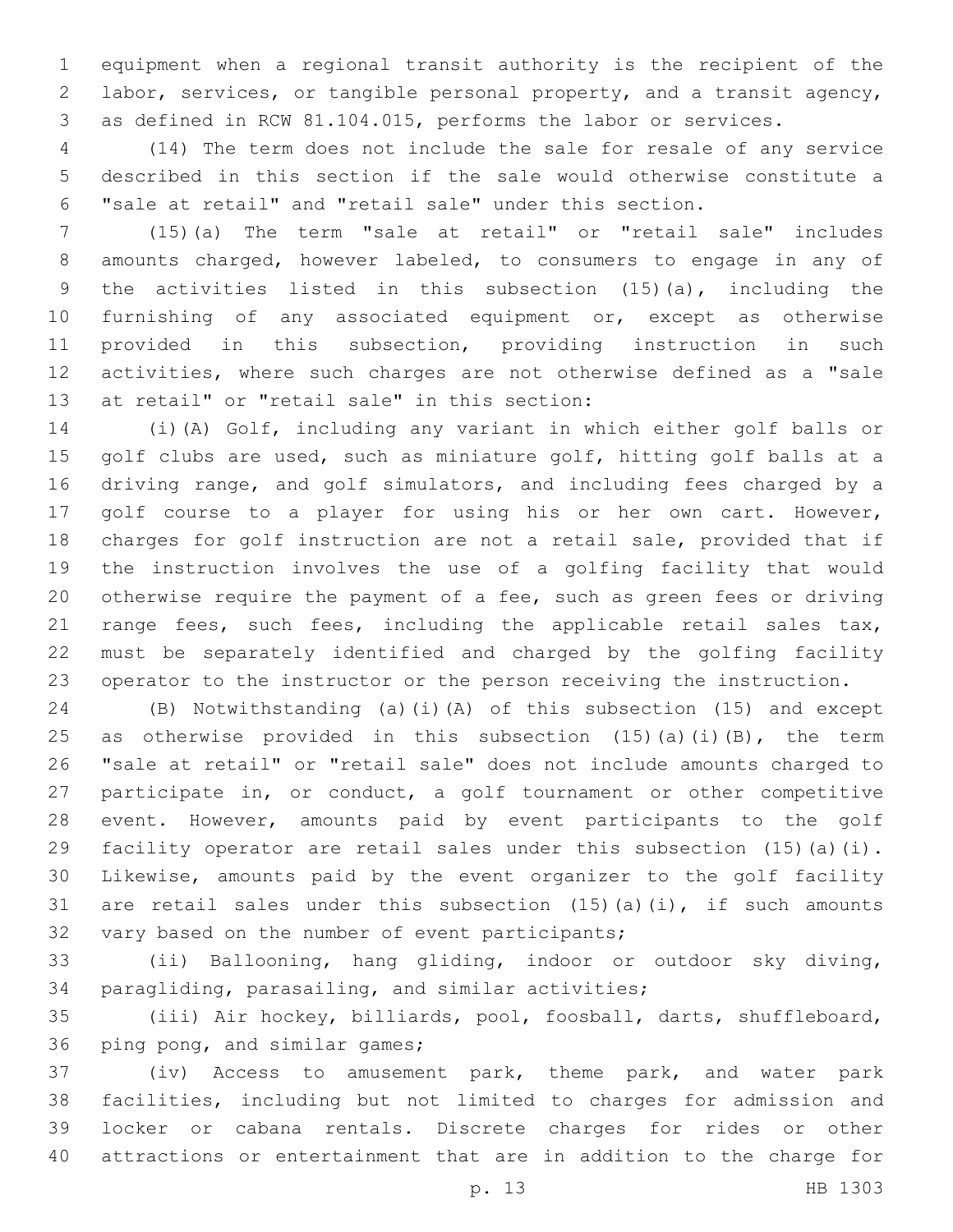equipment when a regional transit authority is the recipient of the labor, services, or tangible personal property, and a transit agency, as defined in RCW 81.104.015, performs the labor or services.

(14) The term does not include the sale for resale of any service described in this section if the sale would otherwise constitute a "sale at retail" and "retail sale" under this section.

(15)(a) The term "sale at retail" or "retail sale" includes amounts charged, however labeled, to consumers to engage in any of the activities listed in this subsection (15)(a), including the furnishing of any associated equipment or, except as otherwise provided in this subsection, providing instruction in such activities, where such charges are not otherwise defined as a "sale at retail" or "retail sale" in this section:

(i)(A) Golf, including any variant in which either golf balls or golf clubs are used, such as miniature golf, hitting golf balls at a driving range, and golf simulators, and including fees charged by a golf course to a player for using his or her own cart. However, charges for golf instruction are not a retail sale, provided that if the instruction involves the use of a golfing facility that would otherwise require the payment of a fee, such as green fees or driving range fees, such fees, including the applicable retail sales tax, must be separately identified and charged by the golfing facility operator to the instructor or the person receiving the instruction.

(B) Notwithstanding (a)(i)(A) of this subsection (15) and except as otherwise provided in this subsection (15)(a)(i)(B), the term "sale at retail" or "retail sale" does not include amounts charged to participate in, or conduct, a golf tournament or other competitive event. However, amounts paid by event participants to the golf facility operator are retail sales under this subsection (15)(a)(i). Likewise, amounts paid by the event organizer to the golf facility are retail sales under this subsection (15)(a)(i), if such amounts vary based on the number of event participants;

(ii) Ballooning, hang gliding, indoor or outdoor sky diving, paragliding, parasailing, and similar activities;

(iii) Air hockey, billiards, pool, foosball, darts, shuffleboard, ping pong, and similar games;

(iv) Access to amusement park, theme park, and water park facilities, including but not limited to charges for admission and locker or cabana rentals. Discrete charges for rides or other attractions or entertainment that are in addition to the charge for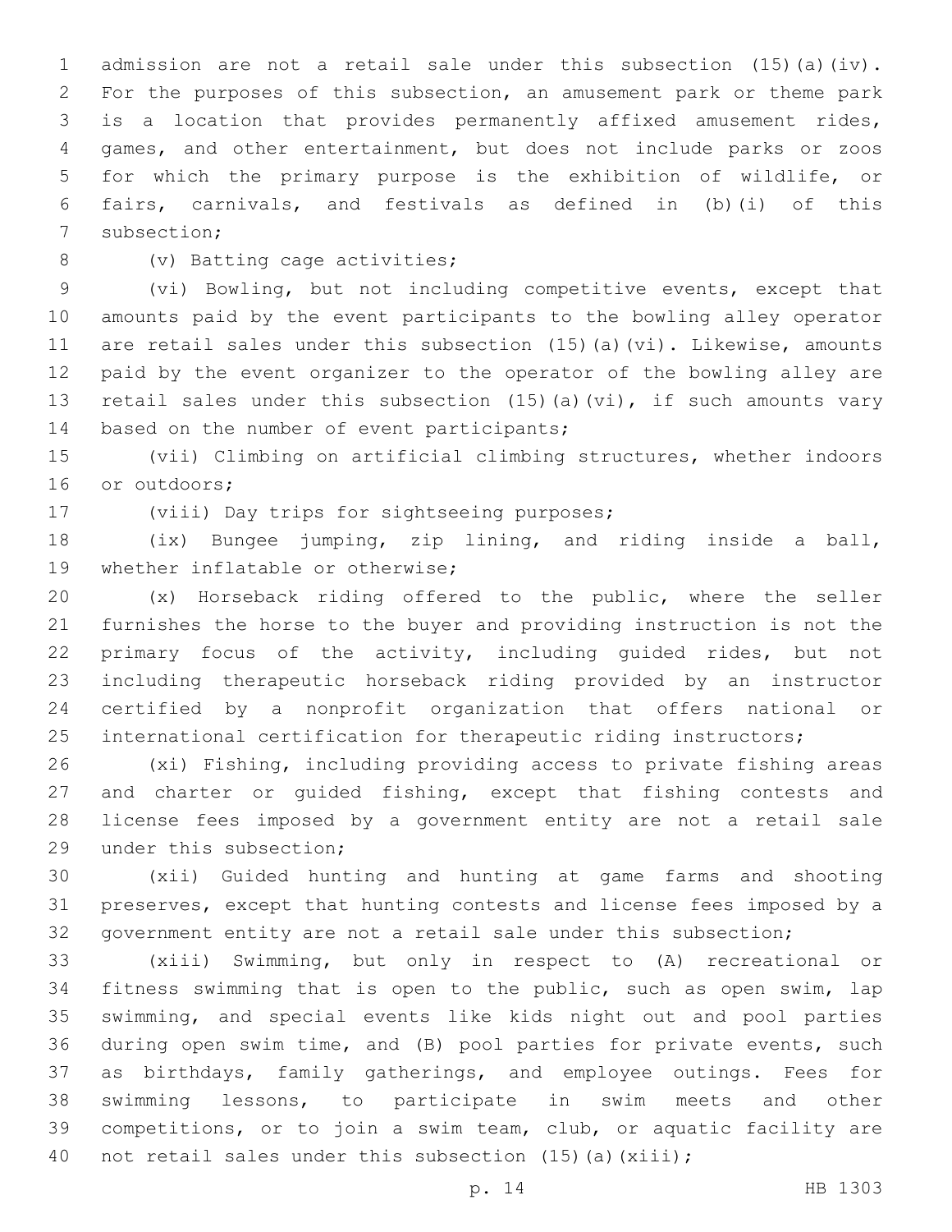admission are not a retail sale under this subsection (15)(a)(iv). For the purposes of this subsection, an amusement park or theme park is a location that provides permanently affixed amusement rides, games, and other entertainment, but does not include parks or zoos for which the primary purpose is the exhibition of wildlife, or fairs, carnivals, and festivals as defined in (b)(i) of this subsection;

(v) Batting cage activities;

(vi) Bowling, but not including competitive events, except that amounts paid by the event participants to the bowling alley operator are retail sales under this subsection (15)(a)(vi). Likewise, amounts paid by the event organizer to the operator of the bowling alley are retail sales under this subsection (15)(a)(vi), if such amounts vary based on the number of event participants;

(vii) Climbing on artificial climbing structures, whether indoors or outdoors;

(viii) Day trips for sightseeing purposes;

(ix) Bungee jumping, zip lining, and riding inside a ball, whether inflatable or otherwise;

(x) Horseback riding offered to the public, where the seller furnishes the horse to the buyer and providing instruction is not the primary focus of the activity, including guided rides, but not including therapeutic horseback riding provided by an instructor certified by a nonprofit organization that offers national or international certification for therapeutic riding instructors;

(xi) Fishing, including providing access to private fishing areas and charter or guided fishing, except that fishing contests and license fees imposed by a government entity are not a retail sale under this subsection;

(xii) Guided hunting and hunting at game farms and shooting preserves, except that hunting contests and license fees imposed by a government entity are not a retail sale under this subsection;

(xiii) Swimming, but only in respect to (A) recreational or fitness swimming that is open to the public, such as open swim, lap swimming, and special events like kids night out and pool parties during open swim time, and (B) pool parties for private events, such as birthdays, family gatherings, and employee outings. Fees for swimming lessons, to participate in swim meets and other competitions, or to join a swim team, club, or aquatic facility are not retail sales under this subsection (15)(a)(xiii);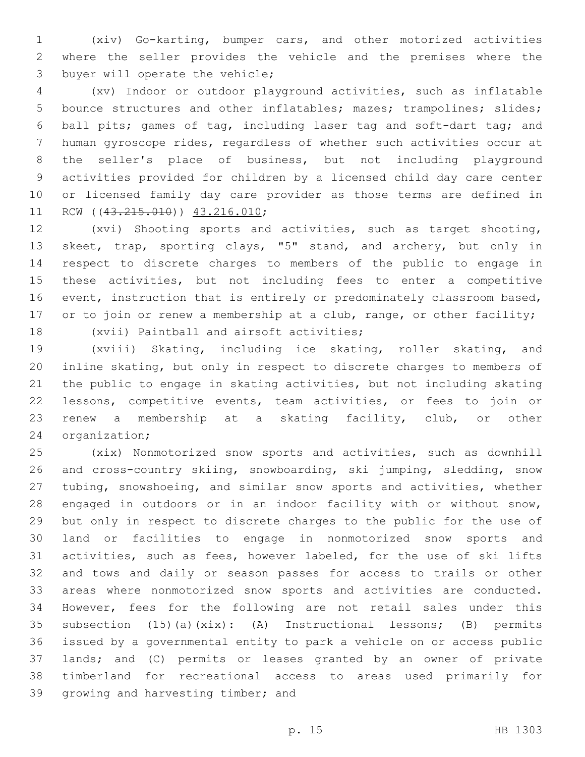(xiv) Go-karting, bumper cars, and other motorized activities where the seller provides the vehicle and the premises where the buyer will operate the vehicle;

(xv) Indoor or outdoor playground activities, such as inflatable bounce structures and other inflatables; mazes; trampolines; slides; ball pits; games of tag, including laser tag and soft-dart tag; and human gyroscope rides, regardless of whether such activities occur at the seller's place of business, but not including playground activities provided for children by a licensed child day care center or licensed family day care provider as those terms are defined in RCW ((~~43.215.010~~)) 43.216.010;

(xvi) Shooting sports and activities, such as target shooting, skeet, trap, sporting clays, "5" stand, and archery, but only in respect to discrete charges to members of the public to engage in these activities, but not including fees to enter a competitive event, instruction that is entirely or predominately classroom based, or to join or renew a membership at a club, range, or other facility;

(xvii) Paintball and airsoft activities;

(xviii) Skating, including ice skating, roller skating, and inline skating, but only in respect to discrete charges to members of the public to engage in skating activities, but not including skating lessons, competitive events, team activities, or fees to join or renew a membership at a skating facility, club, or other organization;

(xix) Nonmotorized snow sports and activities, such as downhill and cross-country skiing, snowboarding, ski jumping, sledding, snow tubing, snowshoeing, and similar snow sports and activities, whether engaged in outdoors or in an indoor facility with or without snow, but only in respect to discrete charges to the public for the use of land or facilities to engage in nonmotorized snow sports and activities, such as fees, however labeled, for the use of ski lifts and tows and daily or season passes for access to trails or other areas where nonmotorized snow sports and activities are conducted. However, fees for the following are not retail sales under this subsection (15)(a)(xix): (A) Instructional lessons; (B) permits issued by a governmental entity to park a vehicle on or access public lands; and (C) permits or leases granted by an owner of private timberland for recreational access to areas used primarily for growing and harvesting timber; and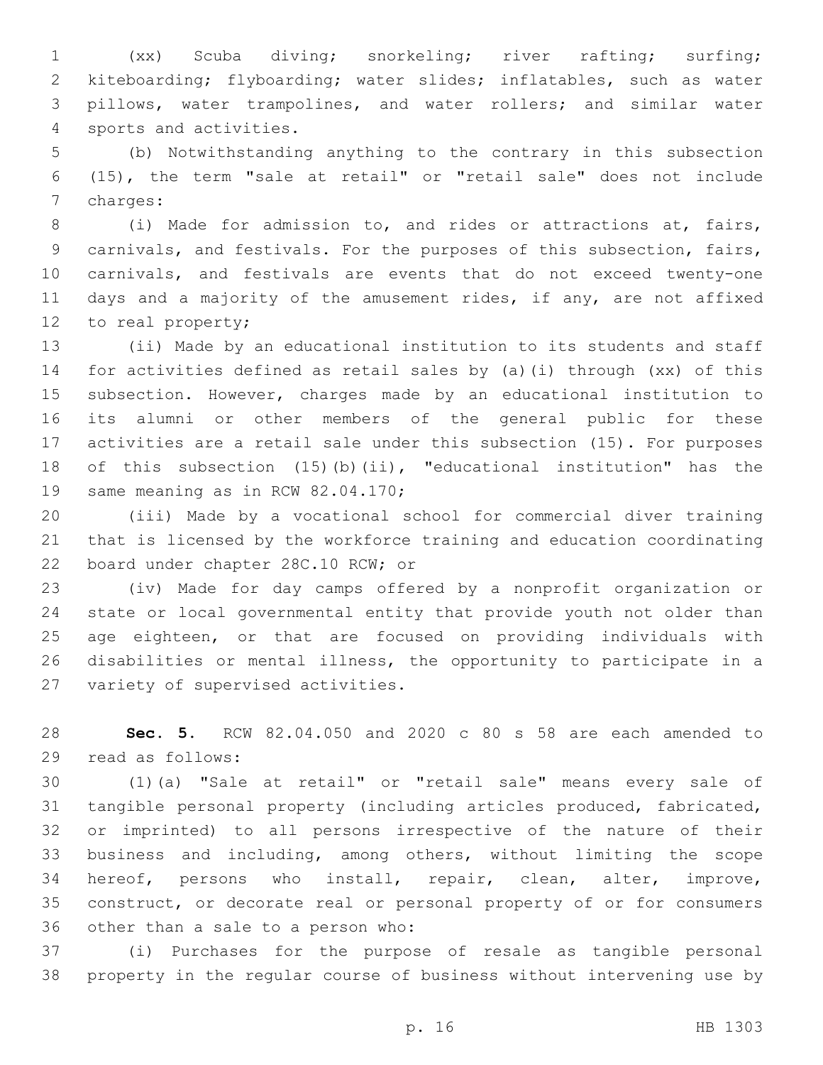(xx) Scuba diving; snorkeling; river rafting; surfing; kiteboarding; flyboarding; water slides; inflatables, such as water pillows, water trampolines, and water rollers; and similar water sports and activities.

(b) Notwithstanding anything to the contrary in this subsection (15), the term "sale at retail" or "retail sale" does not include charges:

(i) Made for admission to, and rides or attractions at, fairs, carnivals, and festivals. For the purposes of this subsection, fairs, carnivals, and festivals are events that do not exceed twenty-one days and a majority of the amusement rides, if any, are not affixed to real property;

(ii) Made by an educational institution to its students and staff for activities defined as retail sales by (a)(i) through (xx) of this subsection. However, charges made by an educational institution to its alumni or other members of the general public for these activities are a retail sale under this subsection (15). For purposes of this subsection (15)(b)(ii), "educational institution" has the same meaning as in RCW 82.04.170;

(iii) Made by a vocational school for commercial diver training that is licensed by the workforce training and education coordinating board under chapter 28C.10 RCW; or

(iv) Made for day camps offered by a nonprofit organization or state or local governmental entity that provide youth not older than age eighteen, or that are focused on providing individuals with disabilities or mental illness, the opportunity to participate in a variety of supervised activities.

**Sec. 5.** RCW 82.04.050 and 2020 c 80 s 58 are each amended to read as follows:

(1)(a) "Sale at retail" or "retail sale" means every sale of tangible personal property (including articles produced, fabricated, or imprinted) to all persons irrespective of the nature of their business and including, among others, without limiting the scope hereof, persons who install, repair, clean, alter, improve, construct, or decorate real or personal property of or for consumers other than a sale to a person who:

(i) Purchases for the purpose of resale as tangible personal property in the regular course of business without intervening use by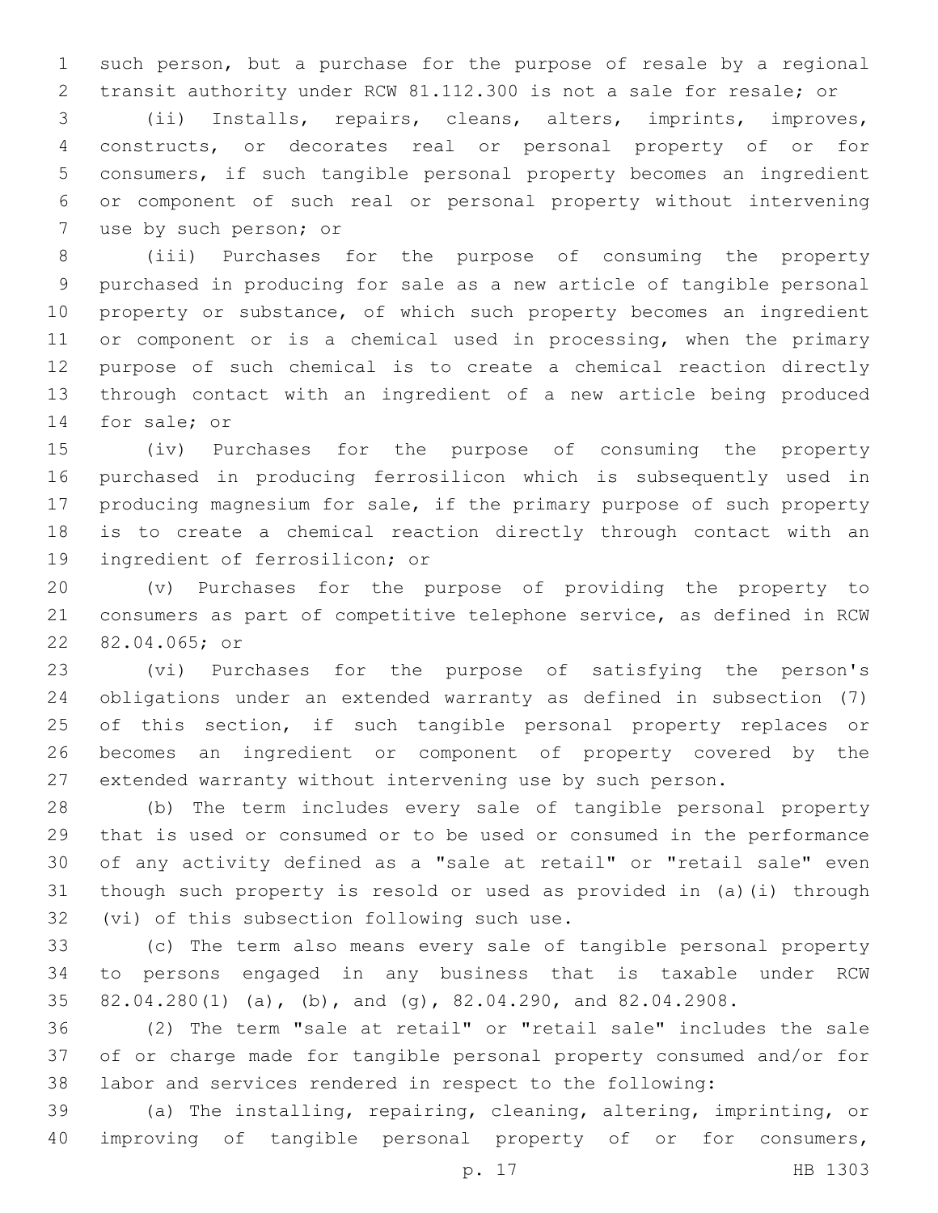such person, but a purchase for the purpose of resale by a regional transit authority under RCW 81.112.300 is not a sale for resale; or

(ii) Installs, repairs, cleans, alters, imprints, improves, constructs, or decorates real or personal property of or for consumers, if such tangible personal property becomes an ingredient or component of such real or personal property without intervening use by such person; or

(iii) Purchases for the purpose of consuming the property purchased in producing for sale as a new article of tangible personal property or substance, of which such property becomes an ingredient or component or is a chemical used in processing, when the primary purpose of such chemical is to create a chemical reaction directly through contact with an ingredient of a new article being produced for sale; or

(iv) Purchases for the purpose of consuming the property purchased in producing ferrosilicon which is subsequently used in producing magnesium for sale, if the primary purpose of such property is to create a chemical reaction directly through contact with an ingredient of ferrosilicon; or

(v) Purchases for the purpose of providing the property to consumers as part of competitive telephone service, as defined in RCW 82.04.065; or

(vi) Purchases for the purpose of satisfying the person's obligations under an extended warranty as defined in subsection (7) of this section, if such tangible personal property replaces or becomes an ingredient or component of property covered by the extended warranty without intervening use by such person.

(b) The term includes every sale of tangible personal property that is used or consumed or to be used or consumed in the performance of any activity defined as a "sale at retail" or "retail sale" even though such property is resold or used as provided in (a)(i) through (vi) of this subsection following such use.

(c) The term also means every sale of tangible personal property to persons engaged in any business that is taxable under RCW 82.04.280(1) (a), (b), and (g), 82.04.290, and 82.04.2908.

(2) The term "sale at retail" or "retail sale" includes the sale of or charge made for tangible personal property consumed and/or for labor and services rendered in respect to the following:

(a) The installing, repairing, cleaning, altering, imprinting, or improving of tangible personal property of or for consumers,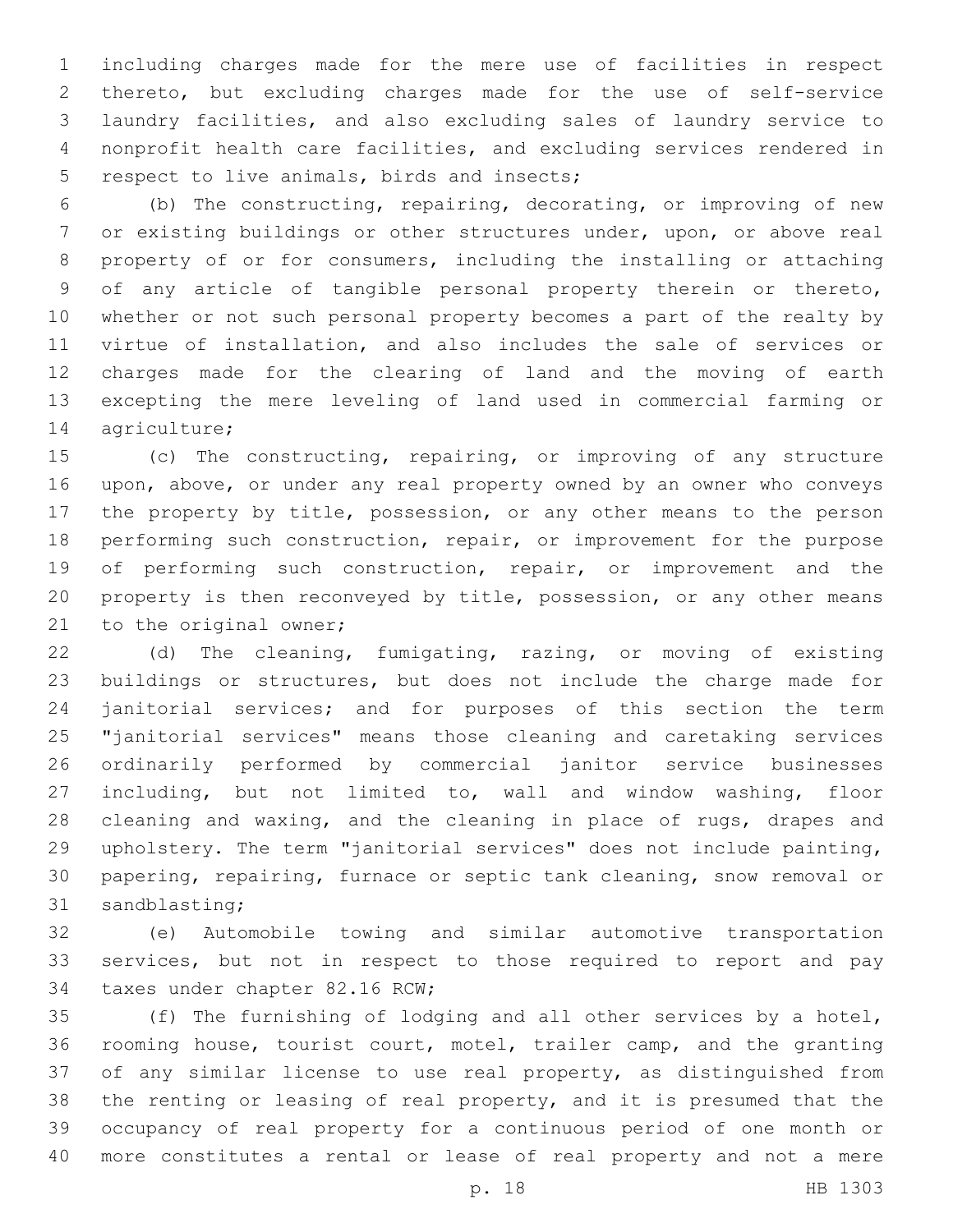including charges made for the mere use of facilities in respect thereto, but excluding charges made for the use of self-service laundry facilities, and also excluding sales of laundry service to nonprofit health care facilities, and excluding services rendered in respect to live animals, birds and insects;

(b) The constructing, repairing, decorating, or improving of new or existing buildings or other structures under, upon, or above real property of or for consumers, including the installing or attaching of any article of tangible personal property therein or thereto, whether or not such personal property becomes a part of the realty by virtue of installation, and also includes the sale of services or charges made for the clearing of land and the moving of earth excepting the mere leveling of land used in commercial farming or agriculture;

(c) The constructing, repairing, or improving of any structure upon, above, or under any real property owned by an owner who conveys the property by title, possession, or any other means to the person performing such construction, repair, or improvement for the purpose of performing such construction, repair, or improvement and the property is then reconveyed by title, possession, or any other means to the original owner;

(d) The cleaning, fumigating, razing, or moving of existing buildings or structures, but does not include the charge made for janitorial services; and for purposes of this section the term "janitorial services" means those cleaning and caretaking services ordinarily performed by commercial janitor service businesses including, but not limited to, wall and window washing, floor cleaning and waxing, and the cleaning in place of rugs, drapes and upholstery. The term "janitorial services" does not include painting, papering, repairing, furnace or septic tank cleaning, snow removal or sandblasting;

(e) Automobile towing and similar automotive transportation services, but not in respect to those required to report and pay taxes under chapter 82.16 RCW;

(f) The furnishing of lodging and all other services by a hotel, rooming house, tourist court, motel, trailer camp, and the granting of any similar license to use real property, as distinguished from the renting or leasing of real property, and it is presumed that the occupancy of real property for a continuous period of one month or more constitutes a rental or lease of real property and not a mere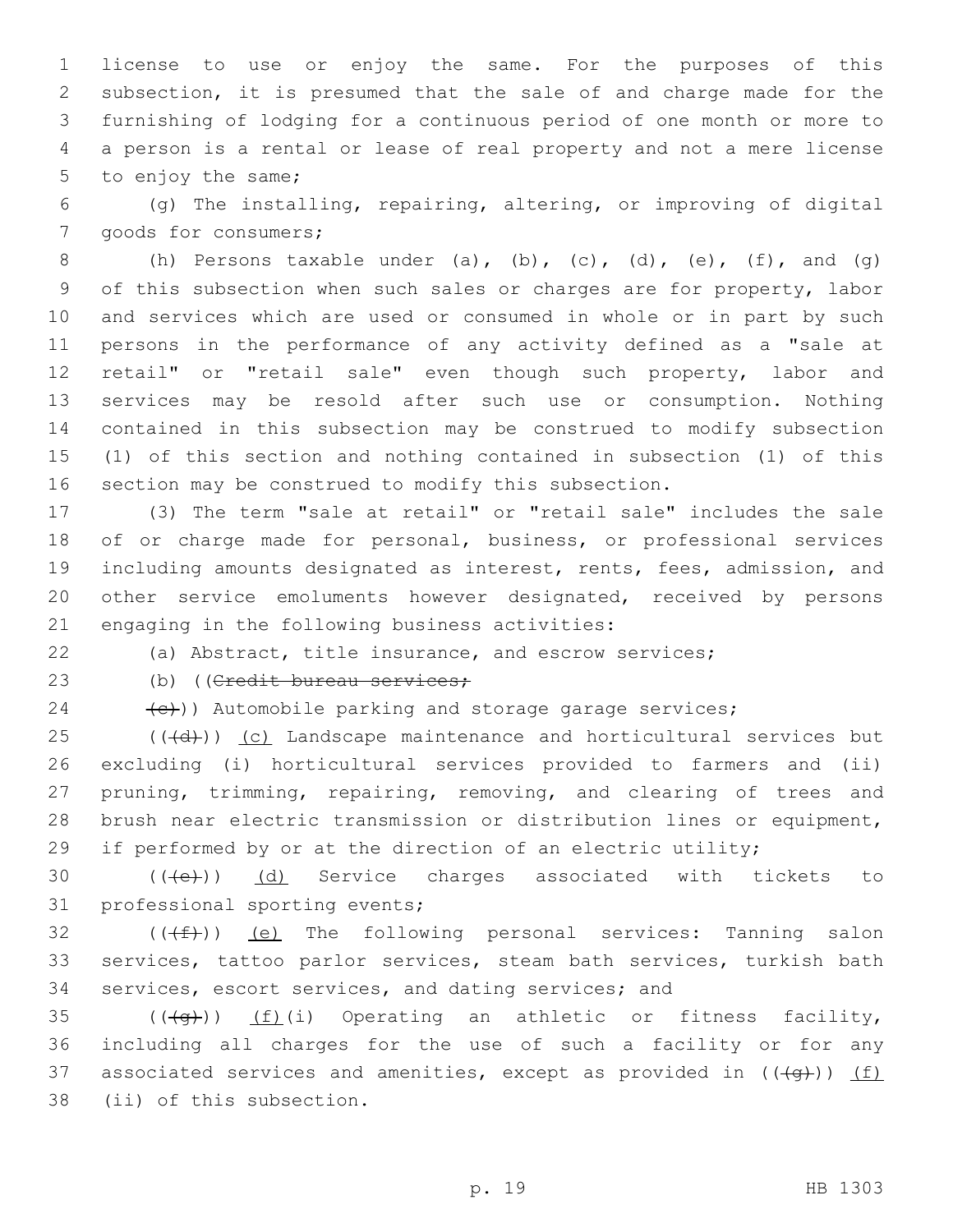license to use or enjoy the same. For the purposes of this subsection, it is presumed that the sale of and charge made for the furnishing of lodging for a continuous period of one month or more to a person is a rental or lease of real property and not a mere license to enjoy the same;

(g) The installing, repairing, altering, or improving of digital goods for consumers;

(h) Persons taxable under (a), (b), (c), (d), (e), (f), and (g) of this subsection when such sales or charges are for property, labor and services which are used or consumed in whole or in part by such persons in the performance of any activity defined as a "sale at retail" or "retail sale" even though such property, labor and services may be resold after such use or consumption. Nothing contained in this subsection may be construed to modify subsection (1) of this section and nothing contained in subsection (1) of this section may be construed to modify this subsection.

(3) The term "sale at retail" or "retail sale" includes the sale of or charge made for personal, business, or professional services including amounts designated as interest, rents, fees, admission, and other service emoluments however designated, received by persons engaging in the following business activities:

(a) Abstract, title insurance, and escrow services;

(b) ((~~Credit bureau services;~~

~~(c)~~)) Automobile parking and storage garage services;

((~~(d)~~)) (c) Landscape maintenance and horticultural services but excluding (i) horticultural services provided to farmers and (ii) pruning, trimming, repairing, removing, and clearing of trees and brush near electric transmission or distribution lines or equipment, if performed by or at the direction of an electric utility;

((~~(e)~~)) (d) Service charges associated with tickets to professional sporting events;

((~~(f)~~)) (e) The following personal services: Tanning salon services, tattoo parlor services, steam bath services, turkish bath services, escort services, and dating services; and

((~~(g)~~)) (f)(i) Operating an athletic or fitness facility, including all charges for the use of such a facility or for any associated services and amenities, except as provided in ((~~(g)~~)) (f)(ii) of this subsection.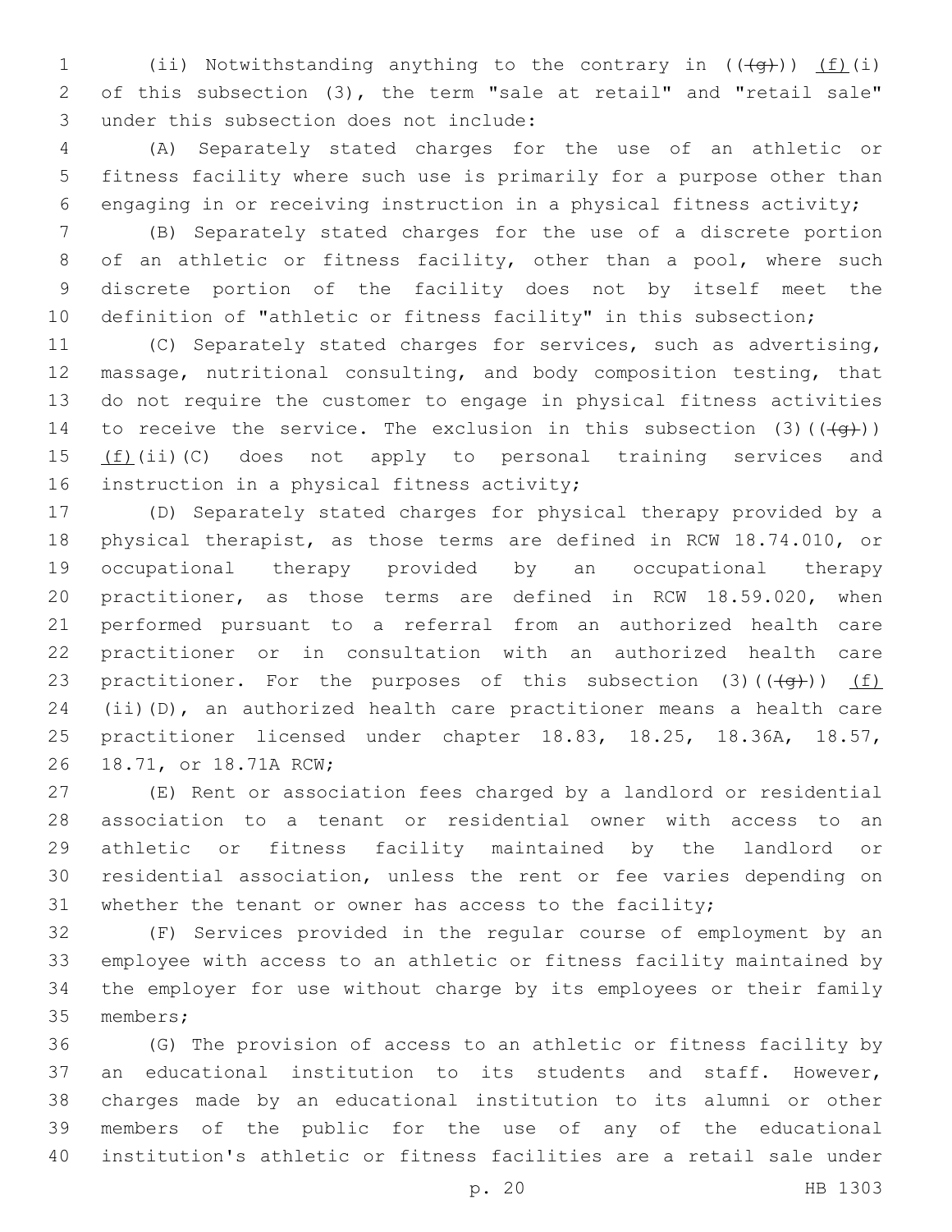(ii) Notwithstanding anything to the contrary in ((~~(g)~~)) (f)(i) of this subsection (3), the term "sale at retail" and "retail sale" under this subsection does not include:

(A) Separately stated charges for the use of an athletic or fitness facility where such use is primarily for a purpose other than engaging in or receiving instruction in a physical fitness activity;

(B) Separately stated charges for the use of a discrete portion of an athletic or fitness facility, other than a pool, where such discrete portion of the facility does not by itself meet the definition of "athletic or fitness facility" in this subsection;

(C) Separately stated charges for services, such as advertising, massage, nutritional consulting, and body composition testing, that do not require the customer to engage in physical fitness activities to receive the service. The exclusion in this subsection (3)((~~(g)~~)) (f)(ii)(C) does not apply to personal training services and instruction in a physical fitness activity;

(D) Separately stated charges for physical therapy provided by a physical therapist, as those terms are defined in RCW 18.74.010, or occupational therapy provided by an occupational therapy practitioner, as those terms are defined in RCW 18.59.020, when performed pursuant to a referral from an authorized health care practitioner or in consultation with an authorized health care practitioner. For the purposes of this subsection (3)((~~(g)~~)) (f)(ii)(D), an authorized health care practitioner means a health care practitioner licensed under chapter 18.83, 18.25, 18.36A, 18.57, 18.71, or 18.71A RCW;

(E) Rent or association fees charged by a landlord or residential association to a tenant or residential owner with access to an athletic or fitness facility maintained by the landlord or residential association, unless the rent or fee varies depending on whether the tenant or owner has access to the facility;

(F) Services provided in the regular course of employment by an employee with access to an athletic or fitness facility maintained by the employer for use without charge by its employees or their family members;

(G) The provision of access to an athletic or fitness facility by an educational institution to its students and staff. However, charges made by an educational institution to its alumni or other members of the public for the use of any of the educational institution's athletic or fitness facilities are a retail sale under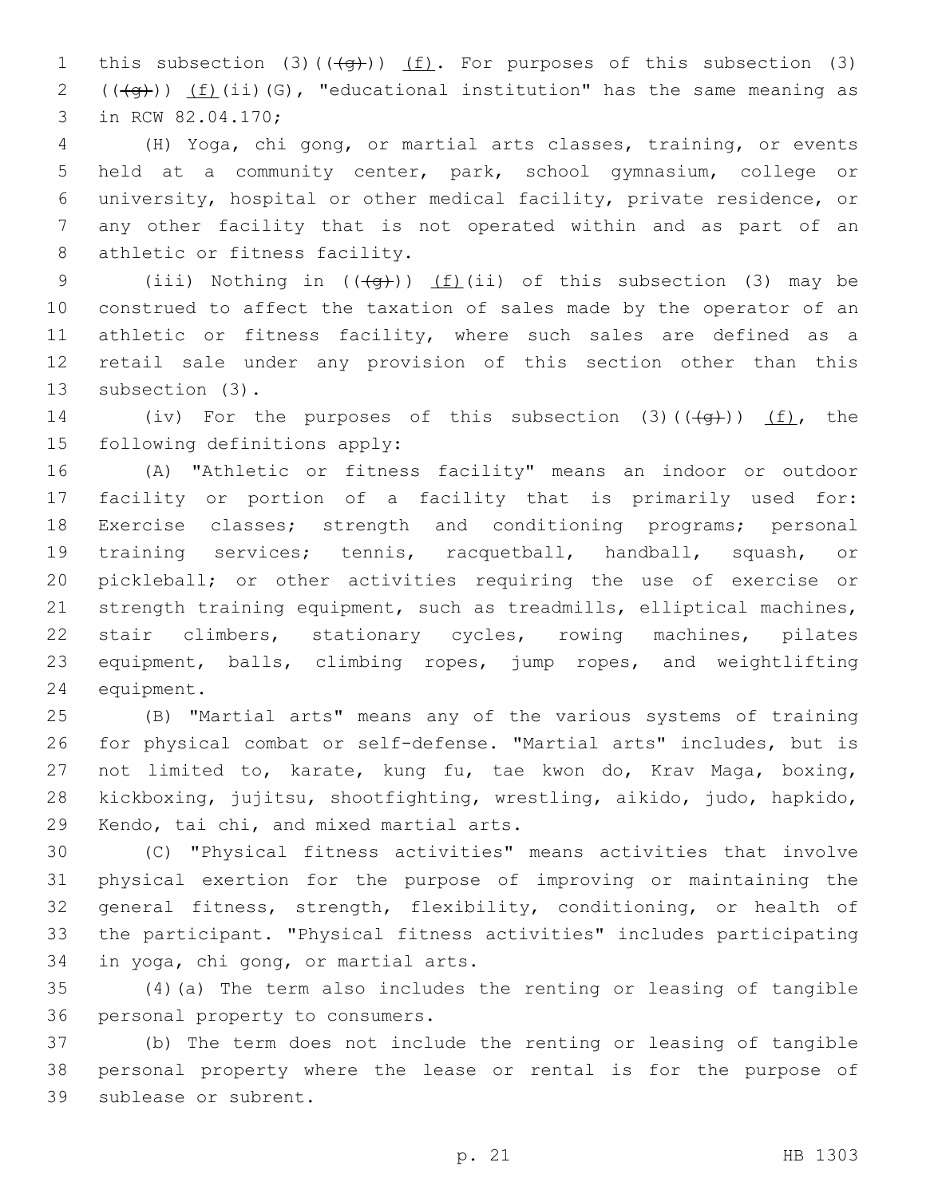this subsection (3)((~~(g)~~)) (f). For purposes of this subsection (3) ((~~(g)~~)) (f)(ii)(G), "educational institution" has the same meaning as in RCW 82.04.170;

(H) Yoga, chi gong, or martial arts classes, training, or events held at a community center, park, school gymnasium, college or university, hospital or other medical facility, private residence, or any other facility that is not operated within and as part of an athletic or fitness facility.

(iii) Nothing in ((~~(g)~~)) (f)(ii) of this subsection (3) may be construed to affect the taxation of sales made by the operator of an athletic or fitness facility, where such sales are defined as a retail sale under any provision of this section other than this subsection (3).

(iv) For the purposes of this subsection (3)((~~(g)~~)) (f), the following definitions apply:

(A) "Athletic or fitness facility" means an indoor or outdoor facility or portion of a facility that is primarily used for: Exercise classes; strength and conditioning programs; personal training services; tennis, racquetball, handball, squash, or pickleball; or other activities requiring the use of exercise or strength training equipment, such as treadmills, elliptical machines, stair climbers, stationary cycles, rowing machines, pilates equipment, balls, climbing ropes, jump ropes, and weightlifting equipment.

(B) "Martial arts" means any of the various systems of training for physical combat or self-defense. "Martial arts" includes, but is not limited to, karate, kung fu, tae kwon do, Krav Maga, boxing, kickboxing, jujitsu, shootfighting, wrestling, aikido, judo, hapkido, Kendo, tai chi, and mixed martial arts.

(C) "Physical fitness activities" means activities that involve physical exertion for the purpose of improving or maintaining the general fitness, strength, flexibility, conditioning, or health of the participant. "Physical fitness activities" includes participating in yoga, chi gong, or martial arts.

(4)(a) The term also includes the renting or leasing of tangible personal property to consumers.

(b) The term does not include the renting or leasing of tangible personal property where the lease or rental is for the purpose of sublease or subrent.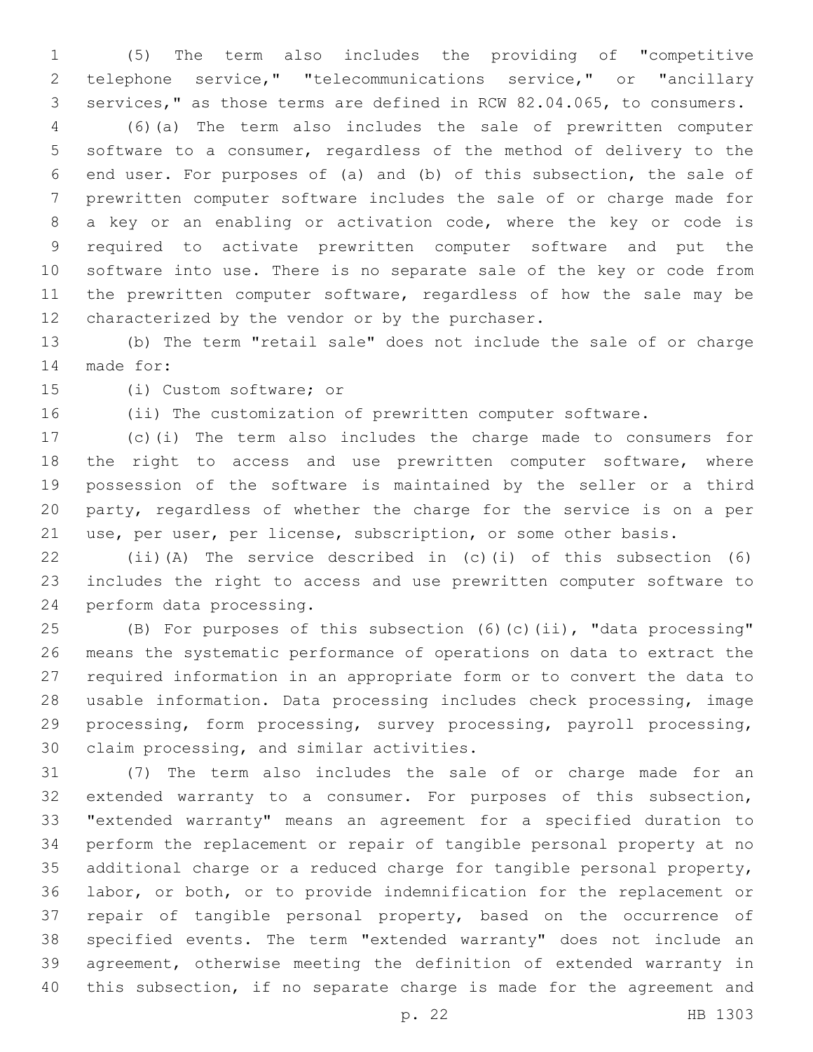(5) The term also includes the providing of "competitive telephone service," "telecommunications service," or "ancillary services," as those terms are defined in RCW 82.04.065, to consumers.

(6)(a) The term also includes the sale of prewritten computer software to a consumer, regardless of the method of delivery to the end user. For purposes of (a) and (b) of this subsection, the sale of prewritten computer software includes the sale of or charge made for a key or an enabling or activation code, where the key or code is required to activate prewritten computer software and put the software into use. There is no separate sale of the key or code from the prewritten computer software, regardless of how the sale may be characterized by the vendor or by the purchaser.

(b) The term "retail sale" does not include the sale of or charge made for:

(i) Custom software; or

(ii) The customization of prewritten computer software.

(c)(i) The term also includes the charge made to consumers for the right to access and use prewritten computer software, where possession of the software is maintained by the seller or a third party, regardless of whether the charge for the service is on a per use, per user, per license, subscription, or some other basis.

(ii)(A) The service described in (c)(i) of this subsection (6) includes the right to access and use prewritten computer software to perform data processing.

(B) For purposes of this subsection (6)(c)(ii), "data processing" means the systematic performance of operations on data to extract the required information in an appropriate form or to convert the data to usable information. Data processing includes check processing, image processing, form processing, survey processing, payroll processing, claim processing, and similar activities.

(7) The term also includes the sale of or charge made for an extended warranty to a consumer. For purposes of this subsection, "extended warranty" means an agreement for a specified duration to perform the replacement or repair of tangible personal property at no additional charge or a reduced charge for tangible personal property, labor, or both, or to provide indemnification for the replacement or repair of tangible personal property, based on the occurrence of specified events. The term "extended warranty" does not include an agreement, otherwise meeting the definition of extended warranty in this subsection, if no separate charge is made for the agreement and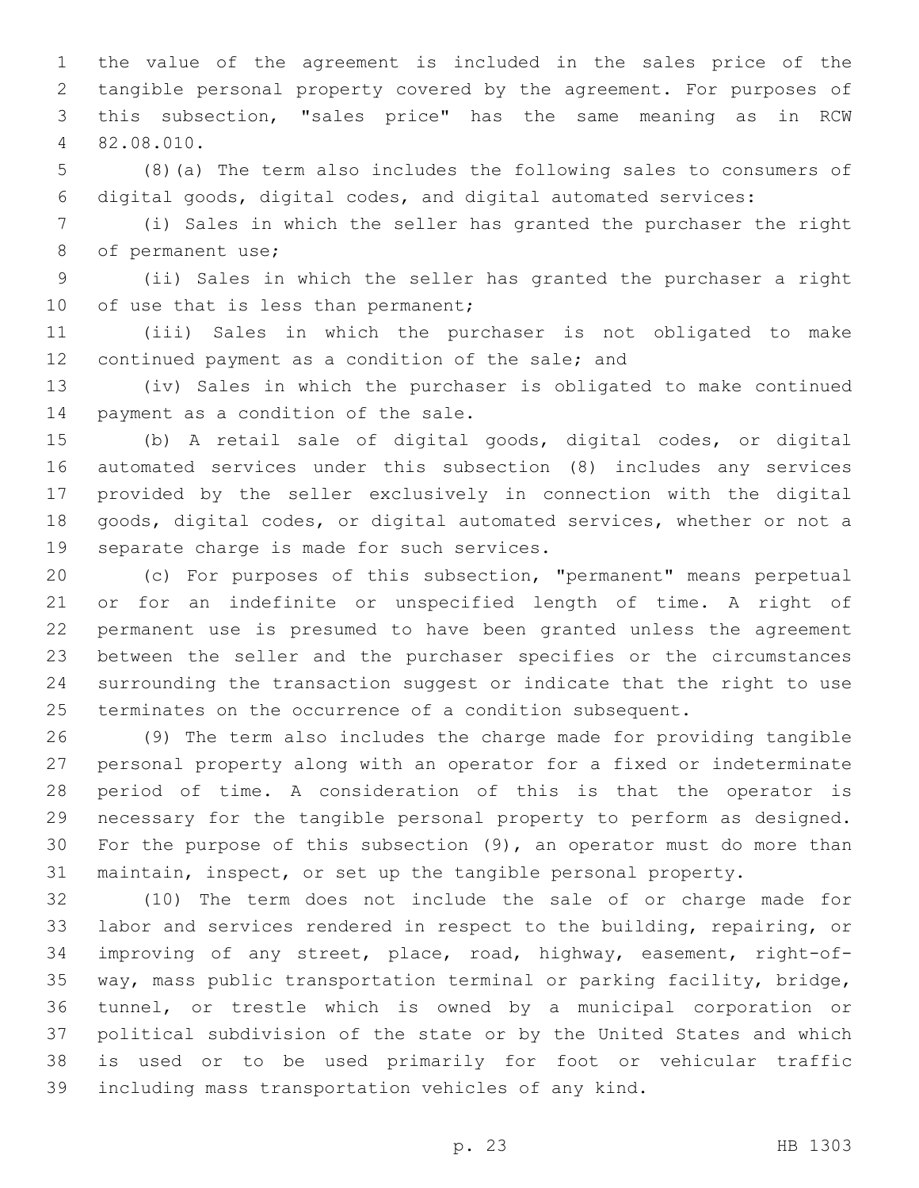the value of the agreement is included in the sales price of the tangible personal property covered by the agreement. For purposes of this subsection, "sales price" has the same meaning as in RCW 82.08.010.

(8)(a) The term also includes the following sales to consumers of digital goods, digital codes, and digital automated services:

(i) Sales in which the seller has granted the purchaser the right of permanent use;

(ii) Sales in which the seller has granted the purchaser a right of use that is less than permanent;

(iii) Sales in which the purchaser is not obligated to make continued payment as a condition of the sale; and

(iv) Sales in which the purchaser is obligated to make continued payment as a condition of the sale.

(b) A retail sale of digital goods, digital codes, or digital automated services under this subsection (8) includes any services provided by the seller exclusively in connection with the digital goods, digital codes, or digital automated services, whether or not a separate charge is made for such services.

(c) For purposes of this subsection, "permanent" means perpetual or for an indefinite or unspecified length of time. A right of permanent use is presumed to have been granted unless the agreement between the seller and the purchaser specifies or the circumstances surrounding the transaction suggest or indicate that the right to use terminates on the occurrence of a condition subsequent.

(9) The term also includes the charge made for providing tangible personal property along with an operator for a fixed or indeterminate period of time. A consideration of this is that the operator is necessary for the tangible personal property to perform as designed. For the purpose of this subsection (9), an operator must do more than maintain, inspect, or set up the tangible personal property.

(10) The term does not include the sale of or charge made for labor and services rendered in respect to the building, repairing, or improving of any street, place, road, highway, easement, right-of-way, mass public transportation terminal or parking facility, bridge, tunnel, or trestle which is owned by a municipal corporation or political subdivision of the state or by the United States and which is used or to be used primarily for foot or vehicular traffic including mass transportation vehicles of any kind.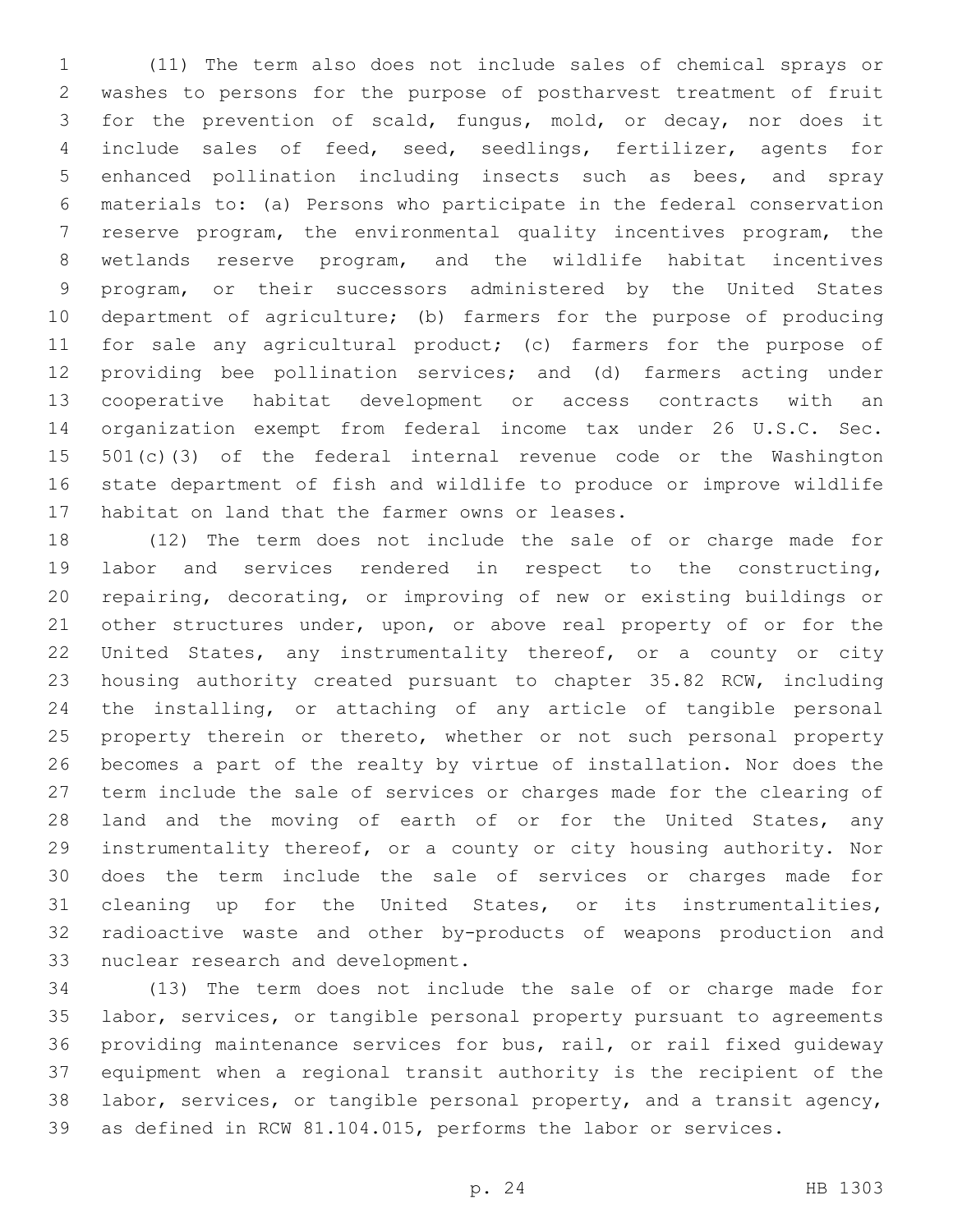(11) The term also does not include sales of chemical sprays or washes to persons for the purpose of postharvest treatment of fruit for the prevention of scald, fungus, mold, or decay, nor does it include sales of feed, seed, seedlings, fertilizer, agents for enhanced pollination including insects such as bees, and spray materials to: (a) Persons who participate in the federal conservation reserve program, the environmental quality incentives program, the wetlands reserve program, and the wildlife habitat incentives program, or their successors administered by the United States department of agriculture; (b) farmers for the purpose of producing for sale any agricultural product; (c) farmers for the purpose of providing bee pollination services; and (d) farmers acting under cooperative habitat development or access contracts with an organization exempt from federal income tax under 26 U.S.C. Sec. 501(c)(3) of the federal internal revenue code or the Washington state department of fish and wildlife to produce or improve wildlife habitat on land that the farmer owns or leases.

(12) The term does not include the sale of or charge made for labor and services rendered in respect to the constructing, repairing, decorating, or improving of new or existing buildings or other structures under, upon, or above real property of or for the United States, any instrumentality thereof, or a county or city housing authority created pursuant to chapter 35.82 RCW, including the installing, or attaching of any article of tangible personal property therein or thereto, whether or not such personal property becomes a part of the realty by virtue of installation. Nor does the term include the sale of services or charges made for the clearing of land and the moving of earth of or for the United States, any instrumentality thereof, or a county or city housing authority. Nor does the term include the sale of services or charges made for cleaning up for the United States, or its instrumentalities, radioactive waste and other by-products of weapons production and nuclear research and development.

(13) The term does not include the sale of or charge made for labor, services, or tangible personal property pursuant to agreements providing maintenance services for bus, rail, or rail fixed guideway equipment when a regional transit authority is the recipient of the labor, services, or tangible personal property, and a transit agency, as defined in RCW 81.104.015, performs the labor or services.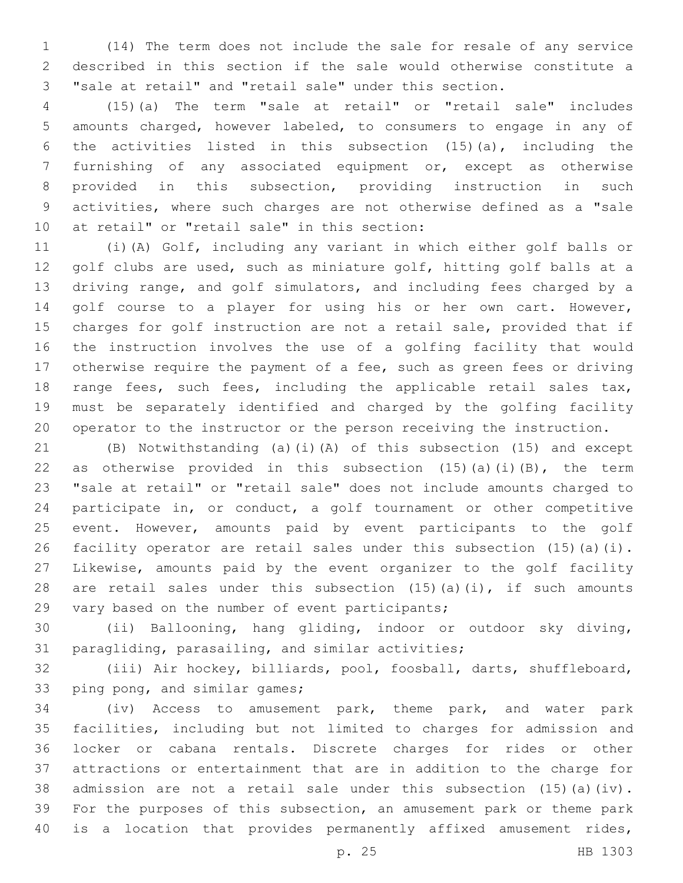(14) The term does not include the sale for resale of any service described in this section if the sale would otherwise constitute a "sale at retail" and "retail sale" under this section.

(15)(a) The term "sale at retail" or "retail sale" includes amounts charged, however labeled, to consumers to engage in any of the activities listed in this subsection (15)(a), including the furnishing of any associated equipment or, except as otherwise provided in this subsection, providing instruction in such activities, where such charges are not otherwise defined as a "sale at retail" or "retail sale" in this section:

(i)(A) Golf, including any variant in which either golf balls or golf clubs are used, such as miniature golf, hitting golf balls at a driving range, and golf simulators, and including fees charged by a golf course to a player for using his or her own cart. However, charges for golf instruction are not a retail sale, provided that if the instruction involves the use of a golfing facility that would otherwise require the payment of a fee, such as green fees or driving range fees, such fees, including the applicable retail sales tax, must be separately identified and charged by the golfing facility operator to the instructor or the person receiving the instruction.

(B) Notwithstanding (a)(i)(A) of this subsection (15) and except as otherwise provided in this subsection (15)(a)(i)(B), the term "sale at retail" or "retail sale" does not include amounts charged to participate in, or conduct, a golf tournament or other competitive event. However, amounts paid by event participants to the golf facility operator are retail sales under this subsection (15)(a)(i). Likewise, amounts paid by the event organizer to the golf facility are retail sales under this subsection (15)(a)(i), if such amounts vary based on the number of event participants;

(ii) Ballooning, hang gliding, indoor or outdoor sky diving, paragliding, parasailing, and similar activities;

(iii) Air hockey, billiards, pool, foosball, darts, shuffleboard, ping pong, and similar games;

(iv) Access to amusement park, theme park, and water park facilities, including but not limited to charges for admission and locker or cabana rentals. Discrete charges for rides or other attractions or entertainment that are in addition to the charge for admission are not a retail sale under this subsection (15)(a)(iv). For the purposes of this subsection, an amusement park or theme park is a location that provides permanently affixed amusement rides,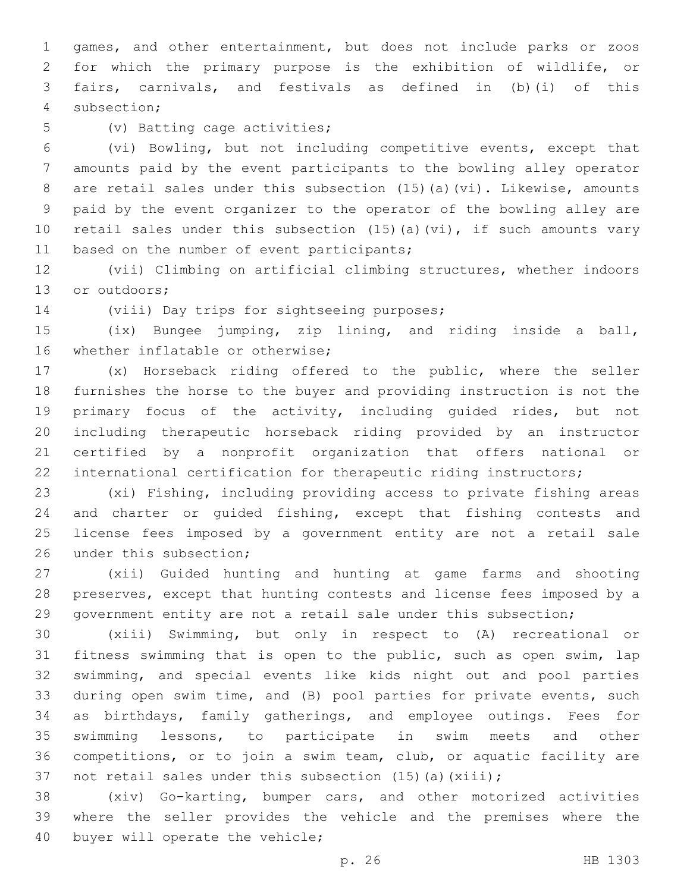games, and other entertainment, but does not include parks or zoos for which the primary purpose is the exhibition of wildlife, or fairs, carnivals, and festivals as defined in (b)(i) of this subsection;

(v) Batting cage activities;

(vi) Bowling, but not including competitive events, except that amounts paid by the event participants to the bowling alley operator are retail sales under this subsection (15)(a)(vi). Likewise, amounts paid by the event organizer to the operator of the bowling alley are retail sales under this subsection (15)(a)(vi), if such amounts vary based on the number of event participants;

(vii) Climbing on artificial climbing structures, whether indoors or outdoors;

(viii) Day trips for sightseeing purposes;

(ix) Bungee jumping, zip lining, and riding inside a ball, whether inflatable or otherwise;

(x) Horseback riding offered to the public, where the seller furnishes the horse to the buyer and providing instruction is not the primary focus of the activity, including guided rides, but not including therapeutic horseback riding provided by an instructor certified by a nonprofit organization that offers national or international certification for therapeutic riding instructors;

(xi) Fishing, including providing access to private fishing areas and charter or guided fishing, except that fishing contests and license fees imposed by a government entity are not a retail sale under this subsection;

(xii) Guided hunting and hunting at game farms and shooting preserves, except that hunting contests and license fees imposed by a government entity are not a retail sale under this subsection;

(xiii) Swimming, but only in respect to (A) recreational or fitness swimming that is open to the public, such as open swim, lap swimming, and special events like kids night out and pool parties during open swim time, and (B) pool parties for private events, such as birthdays, family gatherings, and employee outings. Fees for swimming lessons, to participate in swim meets and other competitions, or to join a swim team, club, or aquatic facility are not retail sales under this subsection (15)(a)(xiii);

(xiv) Go-karting, bumper cars, and other motorized activities where the seller provides the vehicle and the premises where the buyer will operate the vehicle;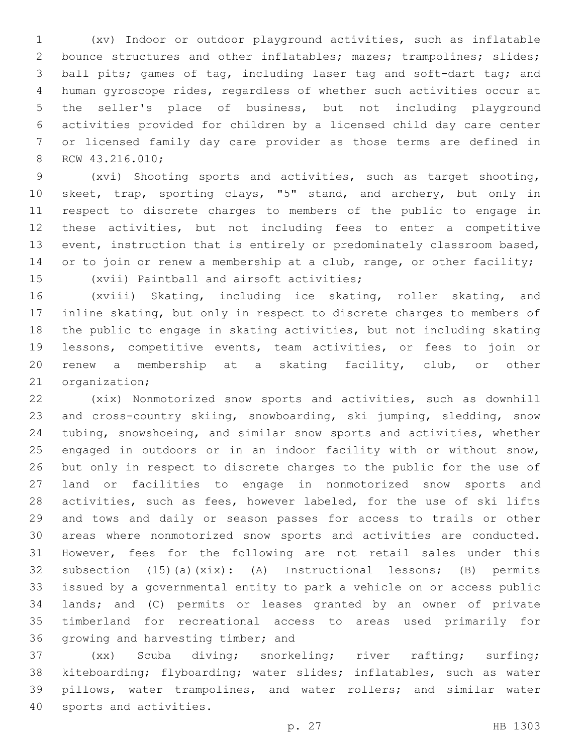(xv) Indoor or outdoor playground activities, such as inflatable bounce structures and other inflatables; mazes; trampolines; slides; ball pits; games of tag, including laser tag and soft-dart tag; and human gyroscope rides, regardless of whether such activities occur at the seller's place of business, but not including playground activities provided for children by a licensed child day care center or licensed family day care provider as those terms are defined in RCW 43.216.010;

(xvi) Shooting sports and activities, such as target shooting, skeet, trap, sporting clays, "5" stand, and archery, but only in respect to discrete charges to members of the public to engage in these activities, but not including fees to enter a competitive event, instruction that is entirely or predominately classroom based, or to join or renew a membership at a club, range, or other facility;

(xvii) Paintball and airsoft activities;

(xviii) Skating, including ice skating, roller skating, and inline skating, but only in respect to discrete charges to members of the public to engage in skating activities, but not including skating lessons, competitive events, team activities, or fees to join or renew a membership at a skating facility, club, or other organization;

(xix) Nonmotorized snow sports and activities, such as downhill and cross-country skiing, snowboarding, ski jumping, sledding, snow tubing, snowshoeing, and similar snow sports and activities, whether engaged in outdoors or in an indoor facility with or without snow, but only in respect to discrete charges to the public for the use of land or facilities to engage in nonmotorized snow sports and activities, such as fees, however labeled, for the use of ski lifts and tows and daily or season passes for access to trails or other areas where nonmotorized snow sports and activities are conducted. However, fees for the following are not retail sales under this subsection (15)(a)(xix): (A) Instructional lessons; (B) permits issued by a governmental entity to park a vehicle on or access public lands; and (C) permits or leases granted by an owner of private timberland for recreational access to areas used primarily for growing and harvesting timber; and

(xx) Scuba diving; snorkeling; river rafting; surfing; kiteboarding; flyboarding; water slides; inflatables, such as water pillows, water trampolines, and water rollers; and similar water sports and activities.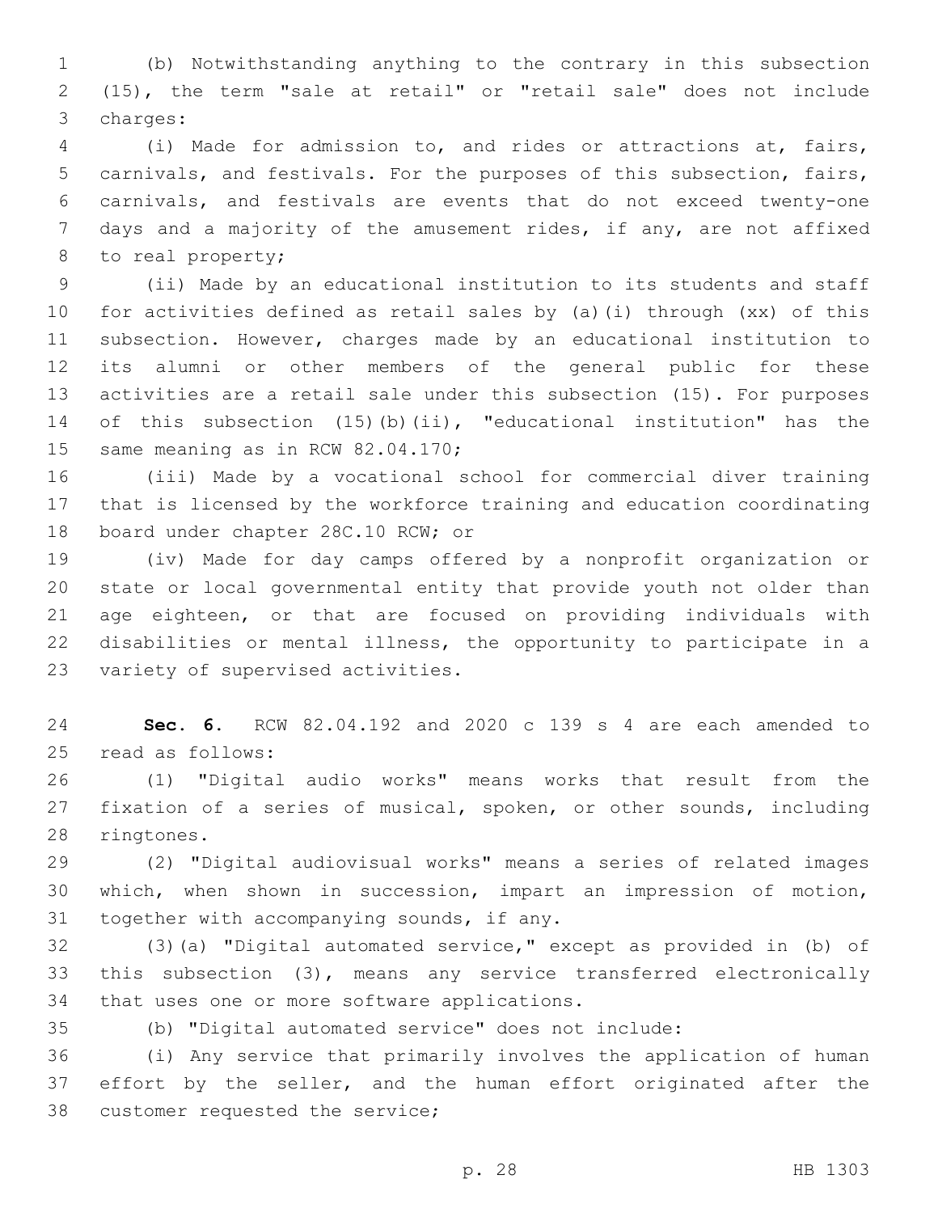(b) Notwithstanding anything to the contrary in this subsection (15), the term "sale at retail" or "retail sale" does not include charges:

(i) Made for admission to, and rides or attractions at, fairs, carnivals, and festivals. For the purposes of this subsection, fairs, carnivals, and festivals are events that do not exceed twenty-one days and a majority of the amusement rides, if any, are not affixed to real property;

(ii) Made by an educational institution to its students and staff for activities defined as retail sales by (a)(i) through (xx) of this subsection. However, charges made by an educational institution to its alumni or other members of the general public for these activities are a retail sale under this subsection (15). For purposes of this subsection (15)(b)(ii), "educational institution" has the same meaning as in RCW 82.04.170;

(iii) Made by a vocational school for commercial diver training that is licensed by the workforce training and education coordinating board under chapter 28C.10 RCW; or

(iv) Made for day camps offered by a nonprofit organization or state or local governmental entity that provide youth not older than age eighteen, or that are focused on providing individuals with disabilities or mental illness, the opportunity to participate in a variety of supervised activities.

**Sec. 6.** RCW 82.04.192 and 2020 c 139 s 4 are each amended to read as follows:

(1) "Digital audio works" means works that result from the fixation of a series of musical, spoken, or other sounds, including ringtones.

(2) "Digital audiovisual works" means a series of related images which, when shown in succession, impart an impression of motion, together with accompanying sounds, if any.

(3)(a) "Digital automated service," except as provided in (b) of this subsection (3), means any service transferred electronically that uses one or more software applications.

(b) "Digital automated service" does not include:

(i) Any service that primarily involves the application of human effort by the seller, and the human effort originated after the customer requested the service;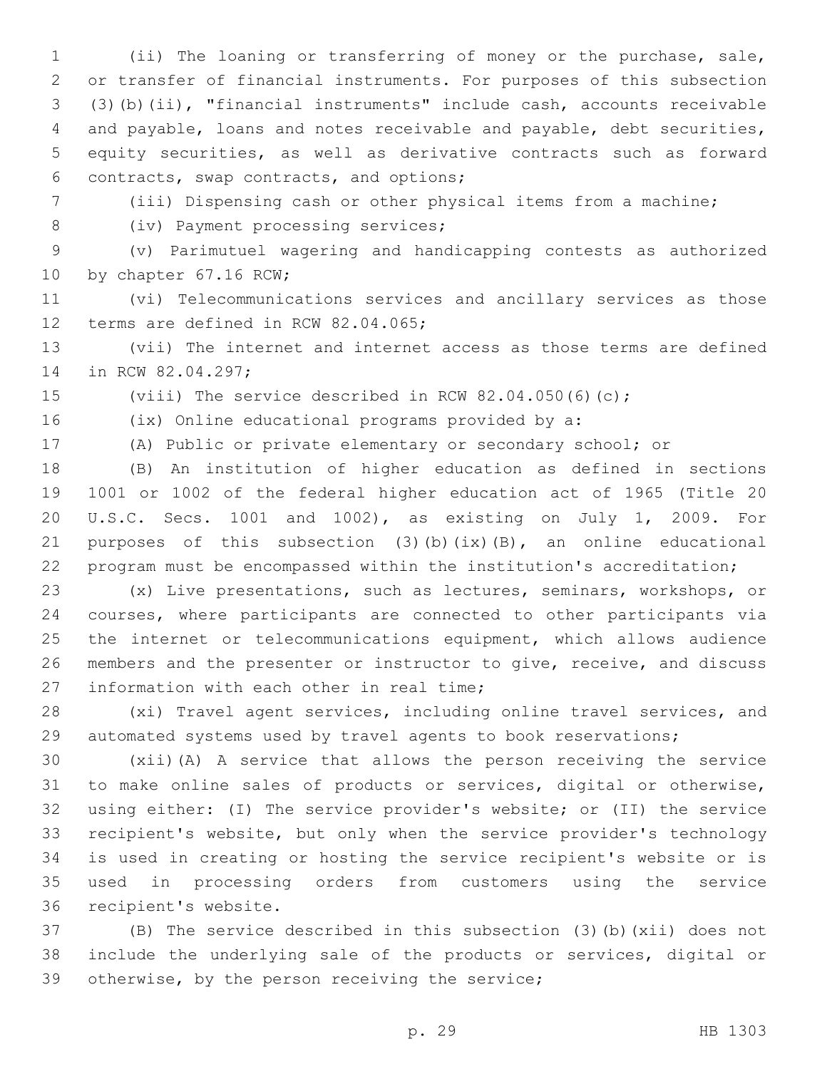(ii) The loaning or transferring of money or the purchase, sale, or transfer of financial instruments. For purposes of this subsection (3)(b)(ii), "financial instruments" include cash, accounts receivable and payable, loans and notes receivable and payable, debt securities, equity securities, as well as derivative contracts such as forward contracts, swap contracts, and options;

(iii) Dispensing cash or other physical items from a machine;

(iv) Payment processing services;

(v) Parimutuel wagering and handicapping contests as authorized by chapter 67.16 RCW;

(vi) Telecommunications services and ancillary services as those terms are defined in RCW 82.04.065;

(vii) The internet and internet access as those terms are defined in RCW 82.04.297;

(viii) The service described in RCW 82.04.050(6)(c);

(ix) Online educational programs provided by a:

(A) Public or private elementary or secondary school; or

(B) An institution of higher education as defined in sections 1001 or 1002 of the federal higher education act of 1965 (Title 20 U.S.C. Secs. 1001 and 1002), as existing on July 1, 2009. For purposes of this subsection (3)(b)(ix)(B), an online educational program must be encompassed within the institution's accreditation;

(x) Live presentations, such as lectures, seminars, workshops, or courses, where participants are connected to other participants via the internet or telecommunications equipment, which allows audience members and the presenter or instructor to give, receive, and discuss information with each other in real time;

(xi) Travel agent services, including online travel services, and automated systems used by travel agents to book reservations;

(xii)(A) A service that allows the person receiving the service to make online sales of products or services, digital or otherwise, using either: (I) The service provider's website; or (II) the service recipient's website, but only when the service provider's technology is used in creating or hosting the service recipient's website or is used in processing orders from customers using the service recipient's website.

(B) The service described in this subsection (3)(b)(xii) does not include the underlying sale of the products or services, digital or otherwise, by the person receiving the service;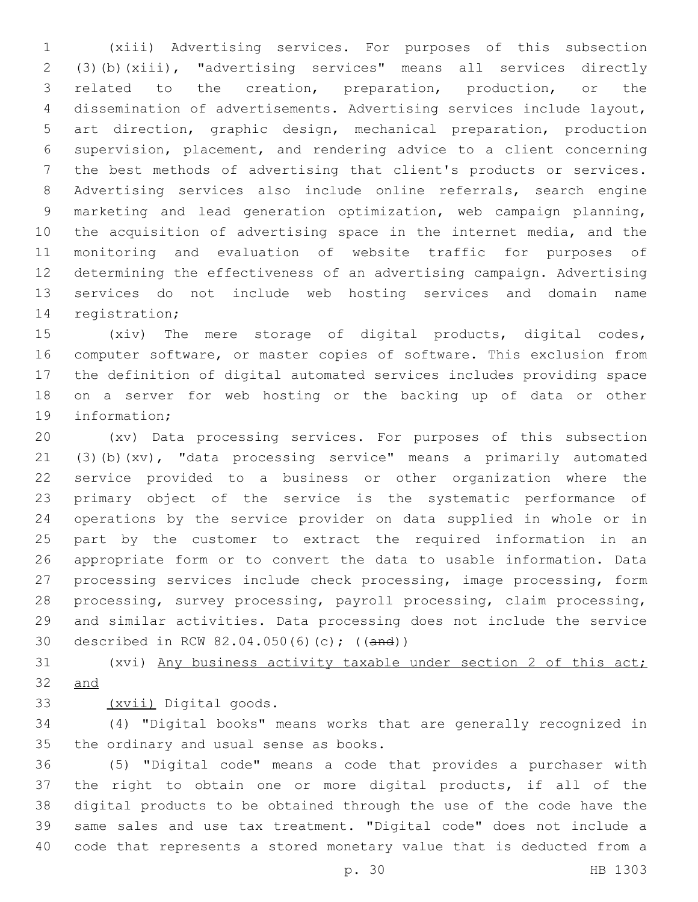(xiii) Advertising services. For purposes of this subsection (3)(b)(xiii), "advertising services" means all services directly related to the creation, preparation, production, or the dissemination of advertisements. Advertising services include layout, art direction, graphic design, mechanical preparation, production supervision, placement, and rendering advice to a client concerning the best methods of advertising that client's products or services. Advertising services also include online referrals, search engine marketing and lead generation optimization, web campaign planning, the acquisition of advertising space in the internet media, and the monitoring and evaluation of website traffic for purposes of determining the effectiveness of an advertising campaign. Advertising services do not include web hosting services and domain name registration;

(xiv) The mere storage of digital products, digital codes, computer software, or master copies of software. This exclusion from the definition of digital automated services includes providing space on a server for web hosting or the backing up of data or other information;

(xv) Data processing services. For purposes of this subsection (3)(b)(xv), "data processing service" means a primarily automated service provided to a business or other organization where the primary object of the service is the systematic performance of operations by the service provider on data supplied in whole or in part by the customer to extract the required information in an appropriate form or to convert the data to usable information. Data processing services include check processing, image processing, form processing, survey processing, payroll processing, claim processing, and similar activities. Data processing does not include the service described in RCW 82.04.050(6)(c); ((~~and~~))

(xvi) Any business activity taxable under section 2 of this act; and

(xvii) Digital goods.

(4) "Digital books" means works that are generally recognized in the ordinary and usual sense as books.

(5) "Digital code" means a code that provides a purchaser with the right to obtain one or more digital products, if all of the digital products to be obtained through the use of the code have the same sales and use tax treatment. "Digital code" does not include a code that represents a stored monetary value that is deducted from a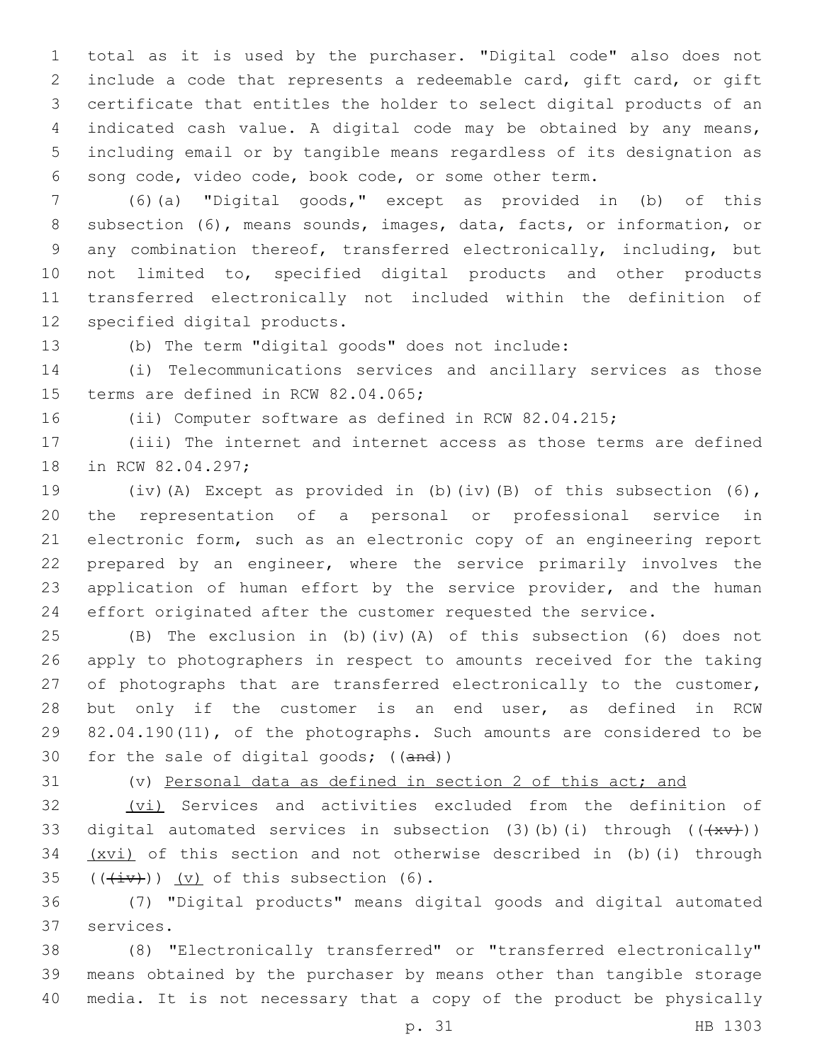total as it is used by the purchaser. "Digital code" also does not include a code that represents a redeemable card, gift card, or gift certificate that entitles the holder to select digital products of an indicated cash value. A digital code may be obtained by any means, including email or by tangible means regardless of its designation as song code, video code, book code, or some other term.

(6)(a) "Digital goods," except as provided in (b) of this subsection (6), means sounds, images, data, facts, or information, or any combination thereof, transferred electronically, including, but not limited to, specified digital products and other products transferred electronically not included within the definition of specified digital products.

(b) The term "digital goods" does not include:

(i) Telecommunications services and ancillary services as those terms are defined in RCW 82.04.065;

(ii) Computer software as defined in RCW 82.04.215;

(iii) The internet and internet access as those terms are defined in RCW 82.04.297;

(iv)(A) Except as provided in (b)(iv)(B) of this subsection (6), the representation of a personal or professional service in electronic form, such as an electronic copy of an engineering report prepared by an engineer, where the service primarily involves the application of human effort by the service provider, and the human effort originated after the customer requested the service.

(B) The exclusion in (b)(iv)(A) of this subsection (6) does not apply to photographers in respect to amounts received for the taking of photographs that are transferred electronically to the customer, but only if the customer is an end user, as defined in RCW 82.04.190(11), of the photographs. Such amounts are considered to be for the sale of digital goods; ((~~and~~))

(v) Personal data as defined in section 2 of this act; and

(vi) Services and activities excluded from the definition of digital automated services in subsection (3)(b)(i) through ((~~(xv)~~)) (xvi) of this section and not otherwise described in (b)(i) through ((~~(iv)~~)) (v) of this subsection (6).

(7) "Digital products" means digital goods and digital automated services.

(8) "Electronically transferred" or "transferred electronically" means obtained by the purchaser by means other than tangible storage media. It is not necessary that a copy of the product be physically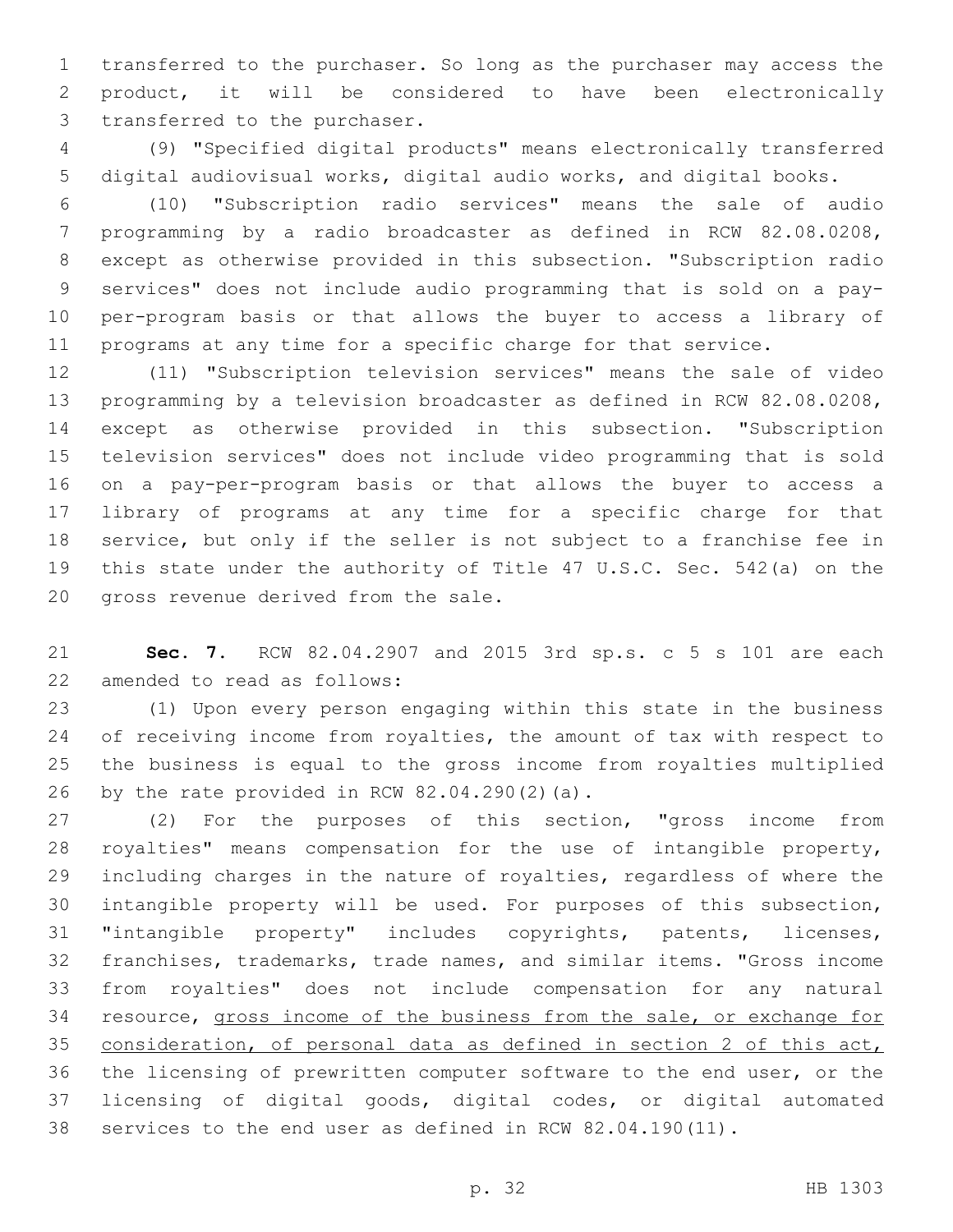transferred to the purchaser. So long as the purchaser may access the product, it will be considered to have been electronically transferred to the purchaser.

(9) "Specified digital products" means electronically transferred digital audiovisual works, digital audio works, and digital books.

(10) "Subscription radio services" means the sale of audio programming by a radio broadcaster as defined in RCW 82.08.0208, except as otherwise provided in this subsection. "Subscription radio services" does not include audio programming that is sold on a pay-per-program basis or that allows the buyer to access a library of programs at any time for a specific charge for that service.

(11) "Subscription television services" means the sale of video programming by a television broadcaster as defined in RCW 82.08.0208, except as otherwise provided in this subsection. "Subscription television services" does not include video programming that is sold on a pay-per-program basis or that allows the buyer to access a library of programs at any time for a specific charge for that service, but only if the seller is not subject to a franchise fee in this state under the authority of Title 47 U.S.C. Sec. 542(a) on the gross revenue derived from the sale.

**Sec. 7.** RCW 82.04.2907 and 2015 3rd sp.s. c 5 s 101 are each amended to read as follows:

(1) Upon every person engaging within this state in the business of receiving income from royalties, the amount of tax with respect to the business is equal to the gross income from royalties multiplied by the rate provided in RCW 82.04.290(2)(a).

(2) For the purposes of this section, "gross income from royalties" means compensation for the use of intangible property, including charges in the nature of royalties, regardless of where the intangible property will be used. For purposes of this subsection, "intangible property" includes copyrights, patents, licenses, franchises, trademarks, trade names, and similar items. "Gross income from royalties" does not include compensation for any natural resource, <u>gross income of the business from the sale, or exchange for consideration, of personal data as defined in section 2 of this act,</u> the licensing of prewritten computer software to the end user, or the licensing of digital goods, digital codes, or digital automated services to the end user as defined in RCW 82.04.190(11).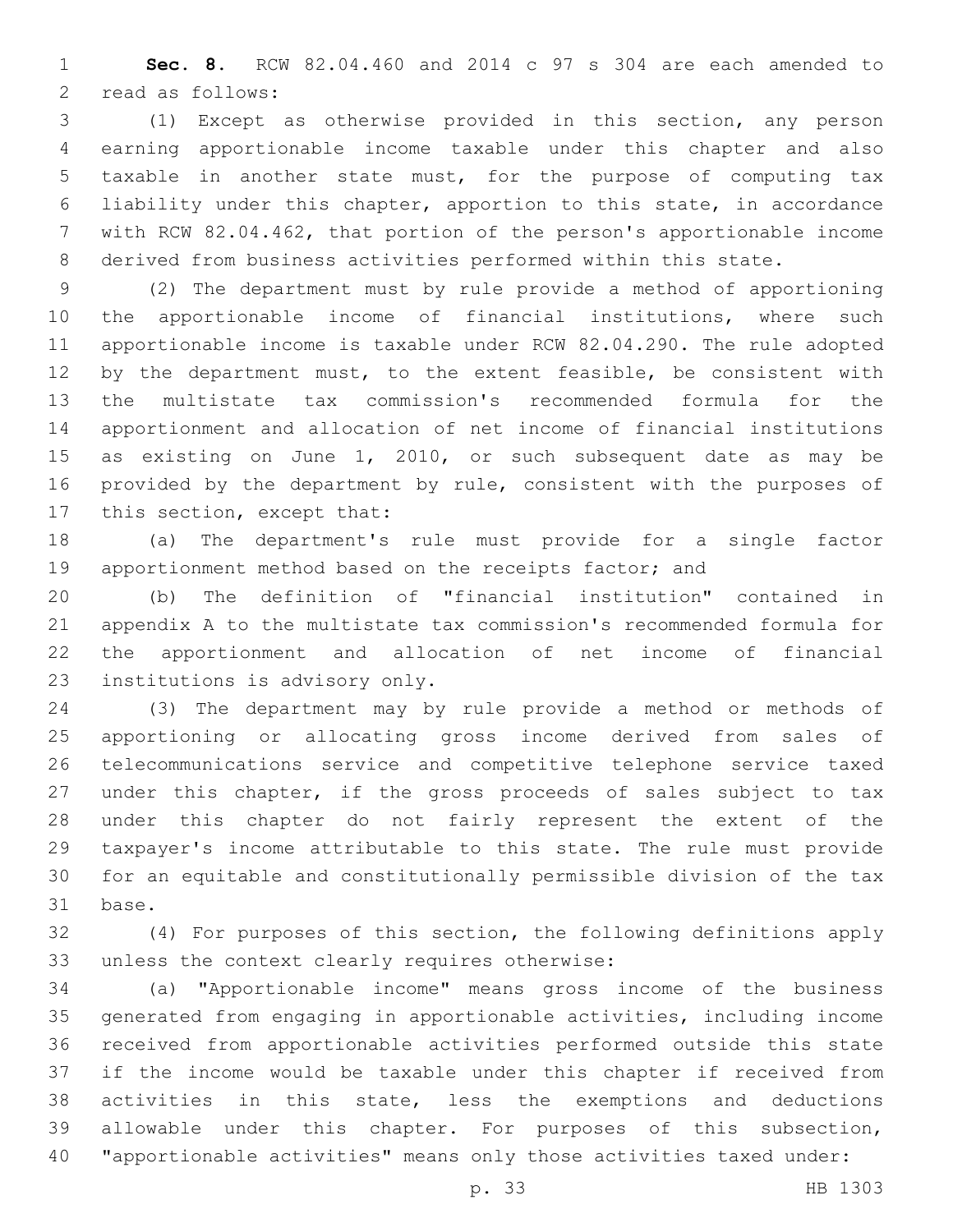**Sec. 8.** RCW 82.04.460 and 2014 c 97 s 304 are each amended to read as follows:

(1) Except as otherwise provided in this section, any person earning apportionable income taxable under this chapter and also taxable in another state must, for the purpose of computing tax liability under this chapter, apportion to this state, in accordance with RCW 82.04.462, that portion of the person's apportionable income derived from business activities performed within this state.

(2) The department must by rule provide a method of apportioning the apportionable income of financial institutions, where such apportionable income is taxable under RCW 82.04.290. The rule adopted by the department must, to the extent feasible, be consistent with the multistate tax commission's recommended formula for the apportionment and allocation of net income of financial institutions as existing on June 1, 2010, or such subsequent date as may be provided by the department by rule, consistent with the purposes of this section, except that:

(a) The department's rule must provide for a single factor apportionment method based on the receipts factor; and

(b) The definition of "financial institution" contained in appendix A to the multistate tax commission's recommended formula for the apportionment and allocation of net income of financial institutions is advisory only.

(3) The department may by rule provide a method or methods of apportioning or allocating gross income derived from sales of telecommunications service and competitive telephone service taxed under this chapter, if the gross proceeds of sales subject to tax under this chapter do not fairly represent the extent of the taxpayer's income attributable to this state. The rule must provide for an equitable and constitutionally permissible division of the tax base.

(4) For purposes of this section, the following definitions apply unless the context clearly requires otherwise:

(a) "Apportionable income" means gross income of the business generated from engaging in apportionable activities, including income received from apportionable activities performed outside this state if the income would be taxable under this chapter if received from activities in this state, less the exemptions and deductions allowable under this chapter. For purposes of this subsection, "apportionable activities" means only those activities taxed under: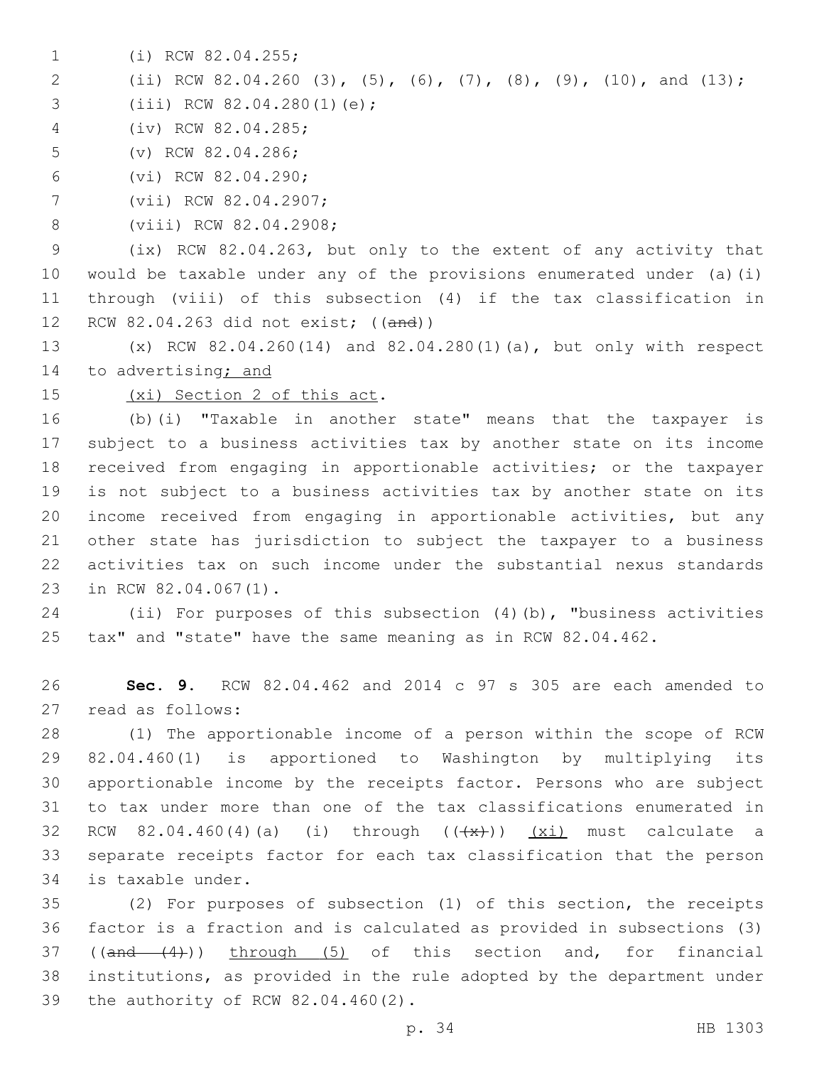(i) RCW 82.04.255;

(ii) RCW 82.04.260 (3), (5), (6), (7), (8), (9), (10), and (13);

(iii) RCW 82.04.280(1)(e);

(iv) RCW 82.04.285;

(v) RCW 82.04.286;

(vi) RCW 82.04.290;

(vii) RCW 82.04.2907;

(viii) RCW 82.04.2908;

(ix) RCW 82.04.263, but only to the extent of any activity that would be taxable under any of the provisions enumerated under (a)(i) through (viii) of this subsection (4) if the tax classification in RCW 82.04.263 did not exist; ((~~and~~))

(x) RCW 82.04.260(14) and 82.04.280(1)(a), but only with respect to advertising<u>; and</u>

<u>(xi) Section 2 of this act</u>.

(b)(i) "Taxable in another state" means that the taxpayer is subject to a business activities tax by another state on its income received from engaging in apportionable activities; or the taxpayer is not subject to a business activities tax by another state on its income received from engaging in apportionable activities, but any other state has jurisdiction to subject the taxpayer to a business activities tax on such income under the substantial nexus standards in RCW 82.04.067(1).

(ii) For purposes of this subsection (4)(b), "business activities tax" and "state" have the same meaning as in RCW 82.04.462.

**Sec. 9.** RCW 82.04.462 and 2014 c 97 s 305 are each amended to read as follows:

(1) The apportionable income of a person within the scope of RCW 82.04.460(1) is apportioned to Washington by multiplying its apportionable income by the receipts factor. Persons who are subject to tax under more than one of the tax classifications enumerated in RCW 82.04.460(4)(a) (i) through ((~~(x)~~)) <u>(xi)</u> must calculate a separate receipts factor for each tax classification that the person is taxable under.

(2) For purposes of subsection (1) of this section, the receipts factor is a fraction and is calculated as provided in subsections (3) ((~~and (4)~~)) <u>through (5)</u> of this section and, for financial institutions, as provided in the rule adopted by the department under the authority of RCW 82.04.460(2).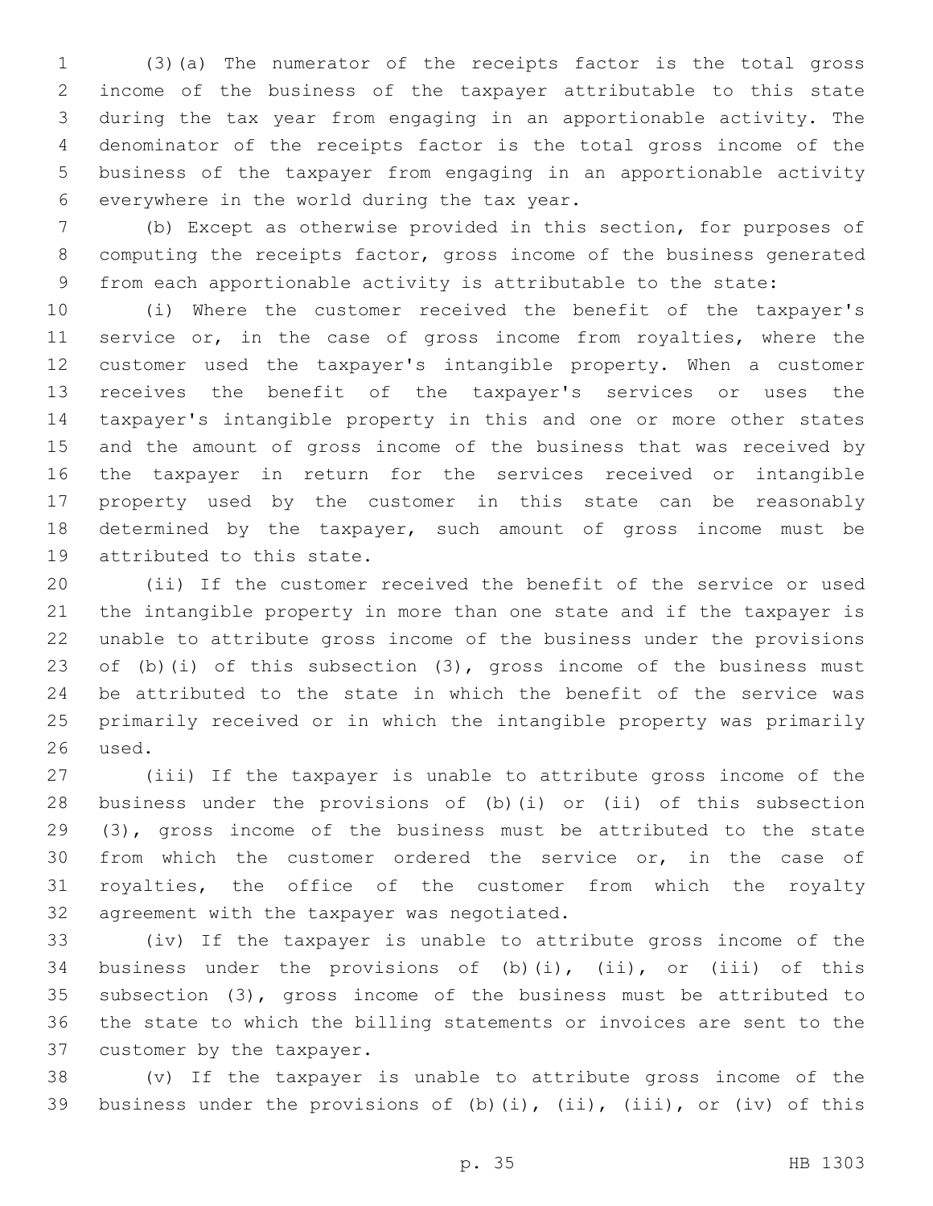(3)(a) The numerator of the receipts factor is the total gross income of the business of the taxpayer attributable to this state during the tax year from engaging in an apportionable activity. The denominator of the receipts factor is the total gross income of the business of the taxpayer from engaging in an apportionable activity everywhere in the world during the tax year.

(b) Except as otherwise provided in this section, for purposes of computing the receipts factor, gross income of the business generated from each apportionable activity is attributable to the state:

(i) Where the customer received the benefit of the taxpayer's service or, in the case of gross income from royalties, where the customer used the taxpayer's intangible property. When a customer receives the benefit of the taxpayer's services or uses the taxpayer's intangible property in this and one or more other states and the amount of gross income of the business that was received by the taxpayer in return for the services received or intangible property used by the customer in this state can be reasonably determined by the taxpayer, such amount of gross income must be attributed to this state.

(ii) If the customer received the benefit of the service or used the intangible property in more than one state and if the taxpayer is unable to attribute gross income of the business under the provisions of (b)(i) of this subsection (3), gross income of the business must be attributed to the state in which the benefit of the service was primarily received or in which the intangible property was primarily used.

(iii) If the taxpayer is unable to attribute gross income of the business under the provisions of (b)(i) or (ii) of this subsection (3), gross income of the business must be attributed to the state from which the customer ordered the service or, in the case of royalties, the office of the customer from which the royalty agreement with the taxpayer was negotiated.

(iv) If the taxpayer is unable to attribute gross income of the business under the provisions of (b)(i), (ii), or (iii) of this subsection (3), gross income of the business must be attributed to the state to which the billing statements or invoices are sent to the customer by the taxpayer.

(v) If the taxpayer is unable to attribute gross income of the business under the provisions of (b)(i), (ii), (iii), or (iv) of this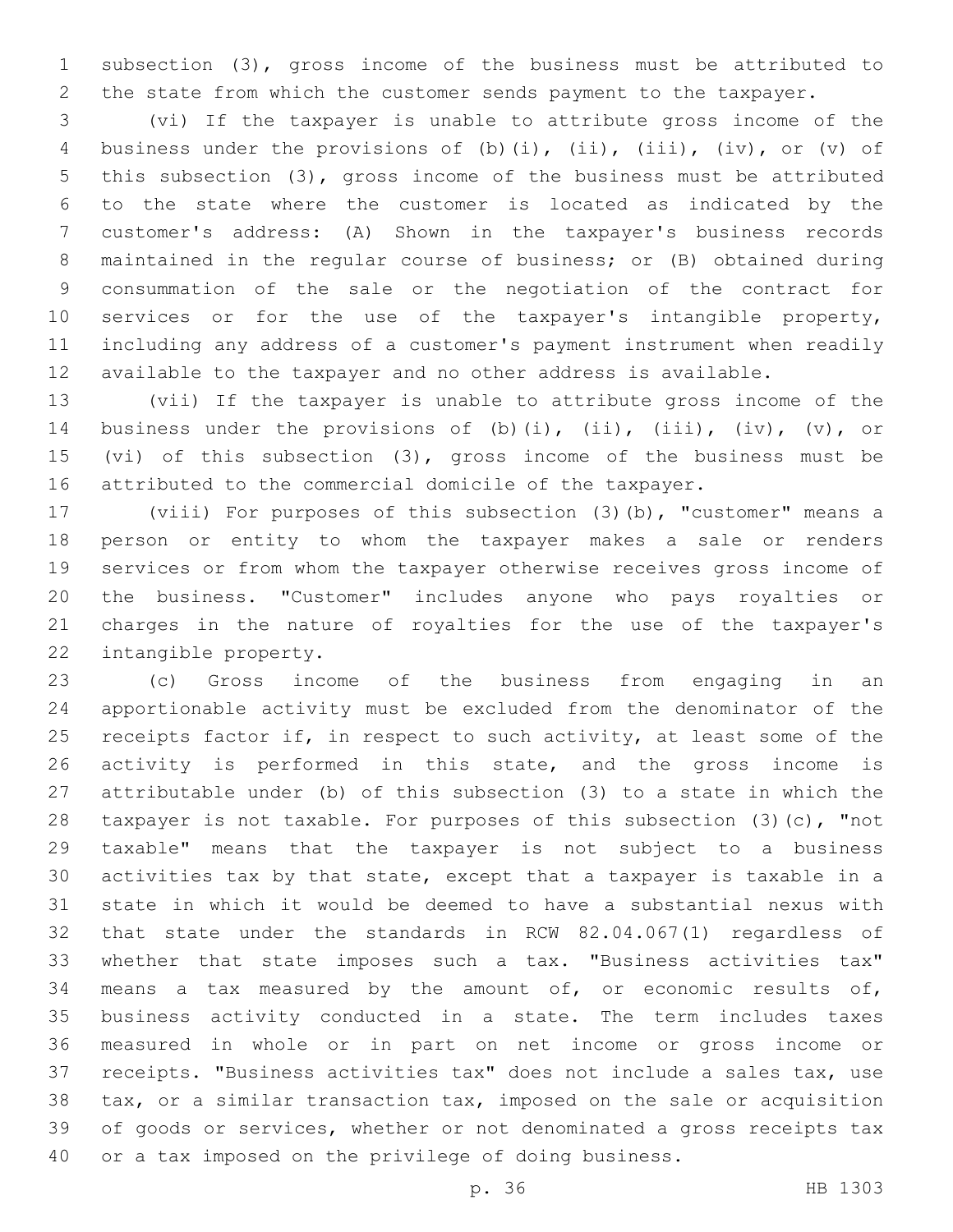subsection (3), gross income of the business must be attributed to the state from which the customer sends payment to the taxpayer.

(vi) If the taxpayer is unable to attribute gross income of the business under the provisions of (b)(i), (ii), (iii), (iv), or (v) of this subsection (3), gross income of the business must be attributed to the state where the customer is located as indicated by the customer's address: (A) Shown in the taxpayer's business records maintained in the regular course of business; or (B) obtained during consummation of the sale or the negotiation of the contract for services or for the use of the taxpayer's intangible property, including any address of a customer's payment instrument when readily available to the taxpayer and no other address is available.

(vii) If the taxpayer is unable to attribute gross income of the business under the provisions of (b)(i), (ii), (iii), (iv), (v), or (vi) of this subsection (3), gross income of the business must be attributed to the commercial domicile of the taxpayer.

(viii) For purposes of this subsection (3)(b), "customer" means a person or entity to whom the taxpayer makes a sale or renders services or from whom the taxpayer otherwise receives gross income of the business. "Customer" includes anyone who pays royalties or charges in the nature of royalties for the use of the taxpayer's intangible property.

(c) Gross income of the business from engaging in an apportionable activity must be excluded from the denominator of the receipts factor if, in respect to such activity, at least some of the activity is performed in this state, and the gross income is attributable under (b) of this subsection (3) to a state in which the taxpayer is not taxable. For purposes of this subsection (3)(c), "not taxable" means that the taxpayer is not subject to a business activities tax by that state, except that a taxpayer is taxable in a state in which it would be deemed to have a substantial nexus with that state under the standards in RCW 82.04.067(1) regardless of whether that state imposes such a tax. "Business activities tax" means a tax measured by the amount of, or economic results of, business activity conducted in a state. The term includes taxes measured in whole or in part on net income or gross income or receipts. "Business activities tax" does not include a sales tax, use tax, or a similar transaction tax, imposed on the sale or acquisition of goods or services, whether or not denominated a gross receipts tax or a tax imposed on the privilege of doing business.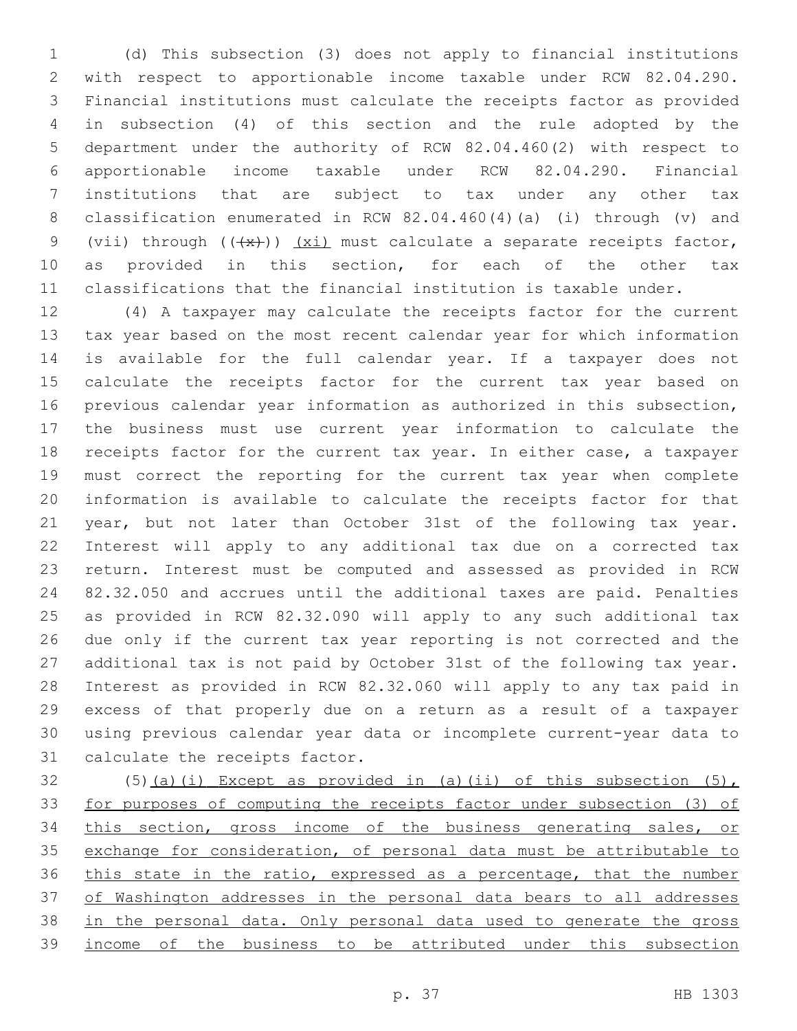(d) This subsection (3) does not apply to financial institutions with respect to apportionable income taxable under RCW 82.04.290. Financial institutions must calculate the receipts factor as provided in subsection (4) of this section and the rule adopted by the department under the authority of RCW 82.04.460(2) with respect to apportionable income taxable under RCW 82.04.290. Financial institutions that are subject to tax under any other tax classification enumerated in RCW 82.04.460(4)(a) (i) through (v) and (vii) through ((~~(x)~~)) <u>(xi)</u> must calculate a separate receipts factor, as provided in this section, for each of the other tax classifications that the financial institution is taxable under.

(4) A taxpayer may calculate the receipts factor for the current tax year based on the most recent calendar year for which information is available for the full calendar year. If a taxpayer does not calculate the receipts factor for the current tax year based on previous calendar year information as authorized in this subsection, the business must use current year information to calculate the receipts factor for the current tax year. In either case, a taxpayer must correct the reporting for the current tax year when complete information is available to calculate the receipts factor for that year, but not later than October 31st of the following tax year. Interest will apply to any additional tax due on a corrected tax return. Interest must be computed and assessed as provided in RCW 82.32.050 and accrues until the additional taxes are paid. Penalties as provided in RCW 82.32.090 will apply to any such additional tax due only if the current tax year reporting is not corrected and the additional tax is not paid by October 31st of the following tax year. Interest as provided in RCW 82.32.060 will apply to any tax paid in excess of that properly due on a return as a result of a taxpayer using previous calendar year data or incomplete current-year data to calculate the receipts factor.

(5)<u>(a)(i) Except as provided in (a)(ii) of this subsection (5), for purposes of computing the receipts factor under subsection (3) of this section, gross income of the business generating sales, or exchange for consideration, of personal data must be attributable to this state in the ratio, expressed as a percentage, that the number of Washington addresses in the personal data bears to all addresses in the personal data. Only personal data used to generate the gross income of the business to be attributed under this subsection</u>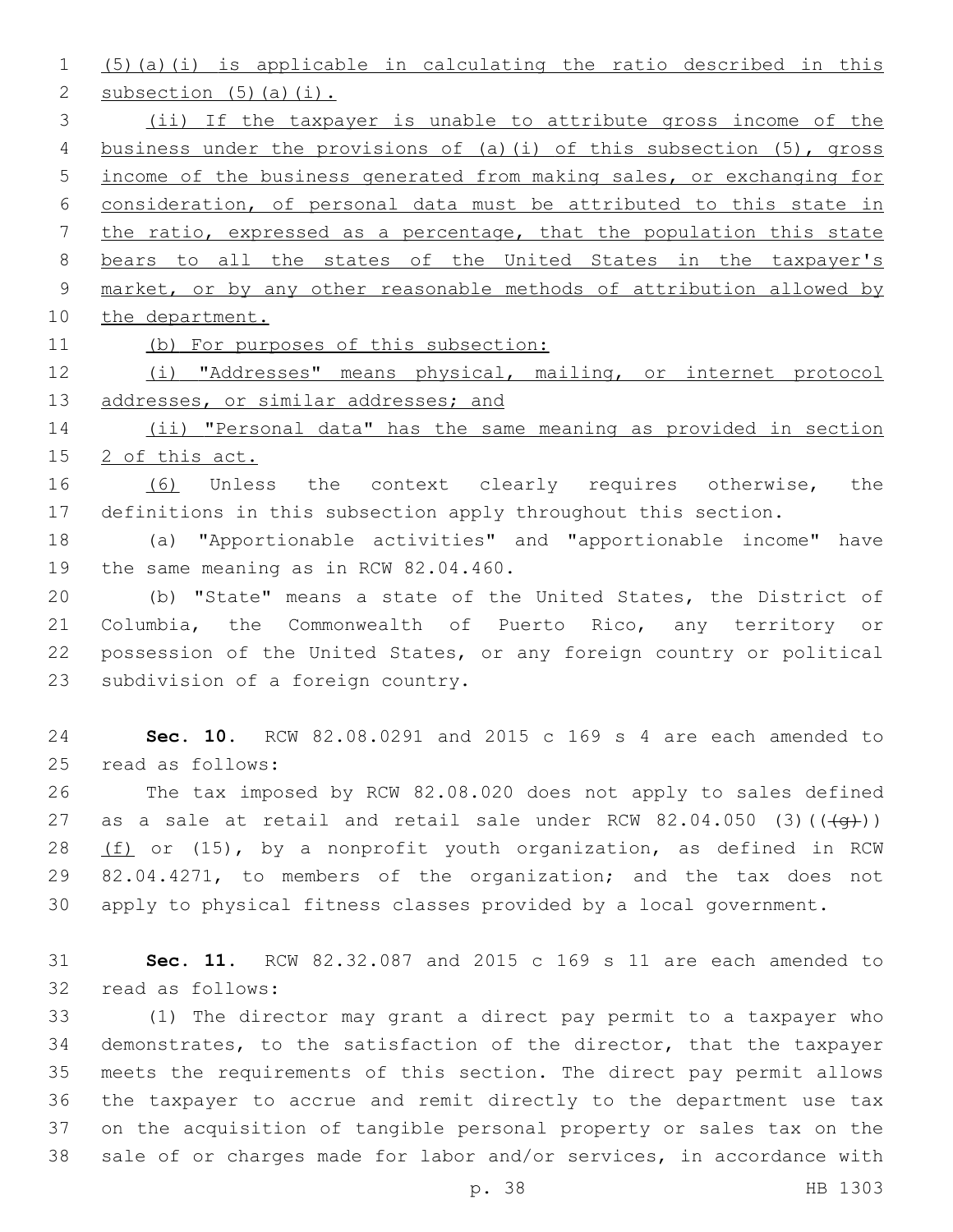(5)(a)(i) is applicable in calculating the ratio described in this subsection (5)(a)(i).

(ii) If the taxpayer is unable to attribute gross income of the business under the provisions of (a)(i) of this subsection (5), gross income of the business generated from making sales, or exchanging for consideration, of personal data must be attributed to this state in the ratio, expressed as a percentage, that the population this state bears to all the states of the United States in the taxpayer's market, or by any other reasonable methods of attribution allowed by the department.

(b) For purposes of this subsection:

(i) "Addresses" means physical, mailing, or internet protocol addresses, or similar addresses; and

(ii) "Personal data" has the same meaning as provided in section 2 of this act.

(6) Unless the context clearly requires otherwise, the definitions in this subsection apply throughout this section.

(a) "Apportionable activities" and "apportionable income" have the same meaning as in RCW 82.04.460.

(b) "State" means a state of the United States, the District of Columbia, the Commonwealth of Puerto Rico, any territory or possession of the United States, or any foreign country or political subdivision of a foreign country.

**Sec. 10.** RCW 82.08.0291 and 2015 c 169 s 4 are each amended to read as follows:

The tax imposed by RCW 82.08.020 does not apply to sales defined as a sale at retail and retail sale under RCW 82.04.050 (3)((~~(g)~~)) (f) or (15), by a nonprofit youth organization, as defined in RCW 82.04.4271, to members of the organization; and the tax does not apply to physical fitness classes provided by a local government.

**Sec. 11.** RCW 82.32.087 and 2015 c 169 s 11 are each amended to read as follows:

(1) The director may grant a direct pay permit to a taxpayer who demonstrates, to the satisfaction of the director, that the taxpayer meets the requirements of this section. The direct pay permit allows the taxpayer to accrue and remit directly to the department use tax on the acquisition of tangible personal property or sales tax on the sale of or charges made for labor and/or services, in accordance with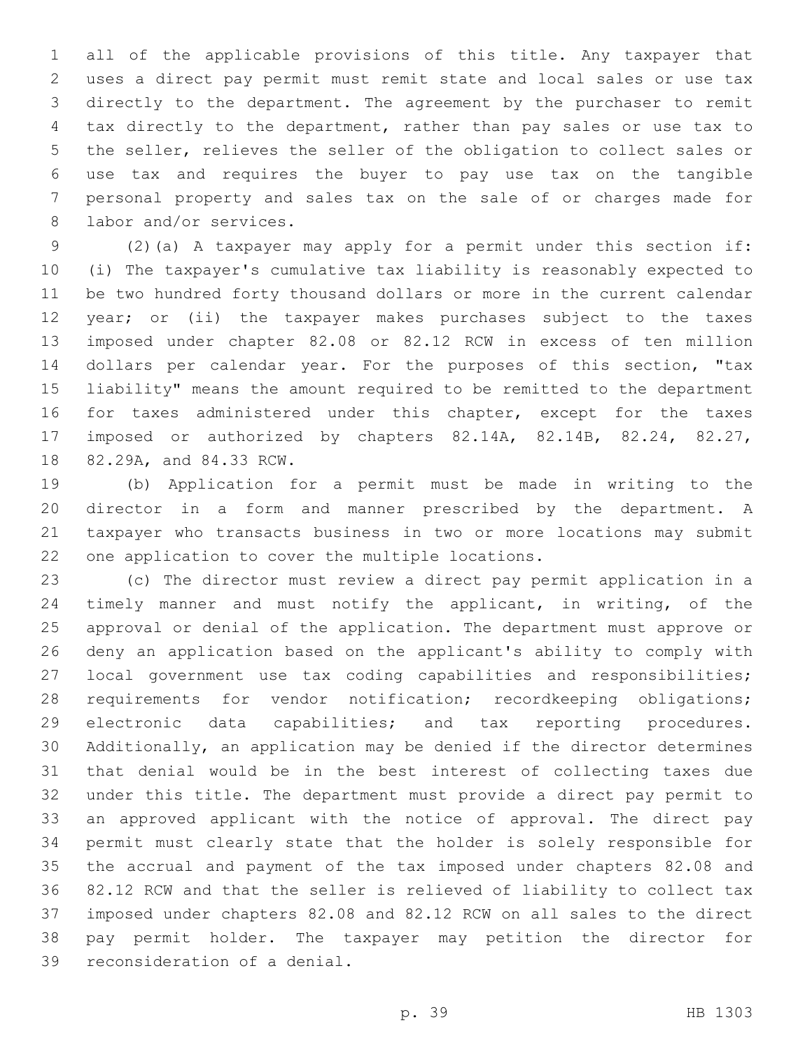all of the applicable provisions of this title. Any taxpayer that uses a direct pay permit must remit state and local sales or use tax directly to the department. The agreement by the purchaser to remit tax directly to the department, rather than pay sales or use tax to the seller, relieves the seller of the obligation to collect sales or use tax and requires the buyer to pay use tax on the tangible personal property and sales tax on the sale of or charges made for labor and/or services.

(2)(a) A taxpayer may apply for a permit under this section if: (i) The taxpayer's cumulative tax liability is reasonably expected to be two hundred forty thousand dollars or more in the current calendar year; or (ii) the taxpayer makes purchases subject to the taxes imposed under chapter 82.08 or 82.12 RCW in excess of ten million dollars per calendar year. For the purposes of this section, "tax liability" means the amount required to be remitted to the department for taxes administered under this chapter, except for the taxes imposed or authorized by chapters 82.14A, 82.14B, 82.24, 82.27, 82.29A, and 84.33 RCW.

(b) Application for a permit must be made in writing to the director in a form and manner prescribed by the department. A taxpayer who transacts business in two or more locations may submit one application to cover the multiple locations.

(c) The director must review a direct pay permit application in a timely manner and must notify the applicant, in writing, of the approval or denial of the application. The department must approve or deny an application based on the applicant's ability to comply with local government use tax coding capabilities and responsibilities; requirements for vendor notification; recordkeeping obligations; electronic data capabilities; and tax reporting procedures. Additionally, an application may be denied if the director determines that denial would be in the best interest of collecting taxes due under this title. The department must provide a direct pay permit to an approved applicant with the notice of approval. The direct pay permit must clearly state that the holder is solely responsible for the accrual and payment of the tax imposed under chapters 82.08 and 82.12 RCW and that the seller is relieved of liability to collect tax imposed under chapters 82.08 and 82.12 RCW on all sales to the direct pay permit holder. The taxpayer may petition the director for reconsideration of a denial.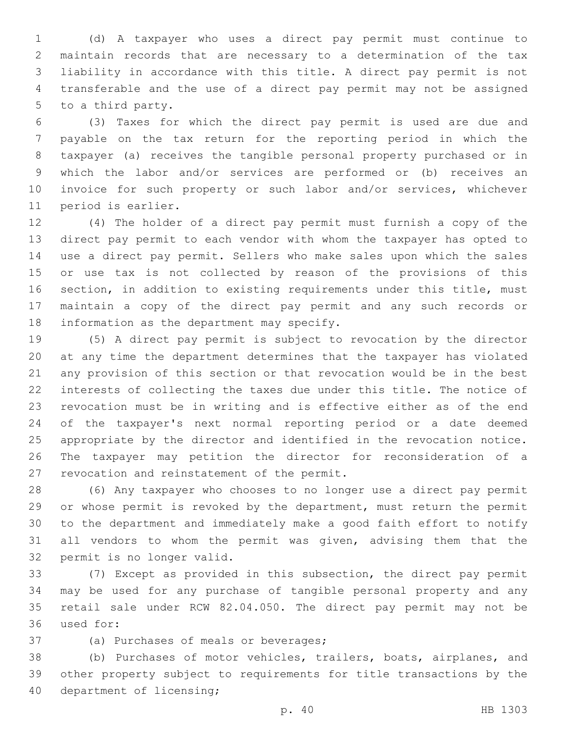(d) A taxpayer who uses a direct pay permit must continue to maintain records that are necessary to a determination of the tax liability in accordance with this title. A direct pay permit is not transferable and the use of a direct pay permit may not be assigned to a third party.

(3) Taxes for which the direct pay permit is used are due and payable on the tax return for the reporting period in which the taxpayer (a) receives the tangible personal property purchased or in which the labor and/or services are performed or (b) receives an invoice for such property or such labor and/or services, whichever period is earlier.

(4) The holder of a direct pay permit must furnish a copy of the direct pay permit to each vendor with whom the taxpayer has opted to use a direct pay permit. Sellers who make sales upon which the sales or use tax is not collected by reason of the provisions of this section, in addition to existing requirements under this title, must maintain a copy of the direct pay permit and any such records or information as the department may specify.

(5) A direct pay permit is subject to revocation by the director at any time the department determines that the taxpayer has violated any provision of this section or that revocation would be in the best interests of collecting the taxes due under this title. The notice of revocation must be in writing and is effective either as of the end of the taxpayer's next normal reporting period or a date deemed appropriate by the director and identified in the revocation notice. The taxpayer may petition the director for reconsideration of a revocation and reinstatement of the permit.

(6) Any taxpayer who chooses to no longer use a direct pay permit or whose permit is revoked by the department, must return the permit to the department and immediately make a good faith effort to notify all vendors to whom the permit was given, advising them that the permit is no longer valid.

(7) Except as provided in this subsection, the direct pay permit may be used for any purchase of tangible personal property and any retail sale under RCW 82.04.050. The direct pay permit may not be used for:

(a) Purchases of meals or beverages;

(b) Purchases of motor vehicles, trailers, boats, airplanes, and other property subject to requirements for title transactions by the department of licensing;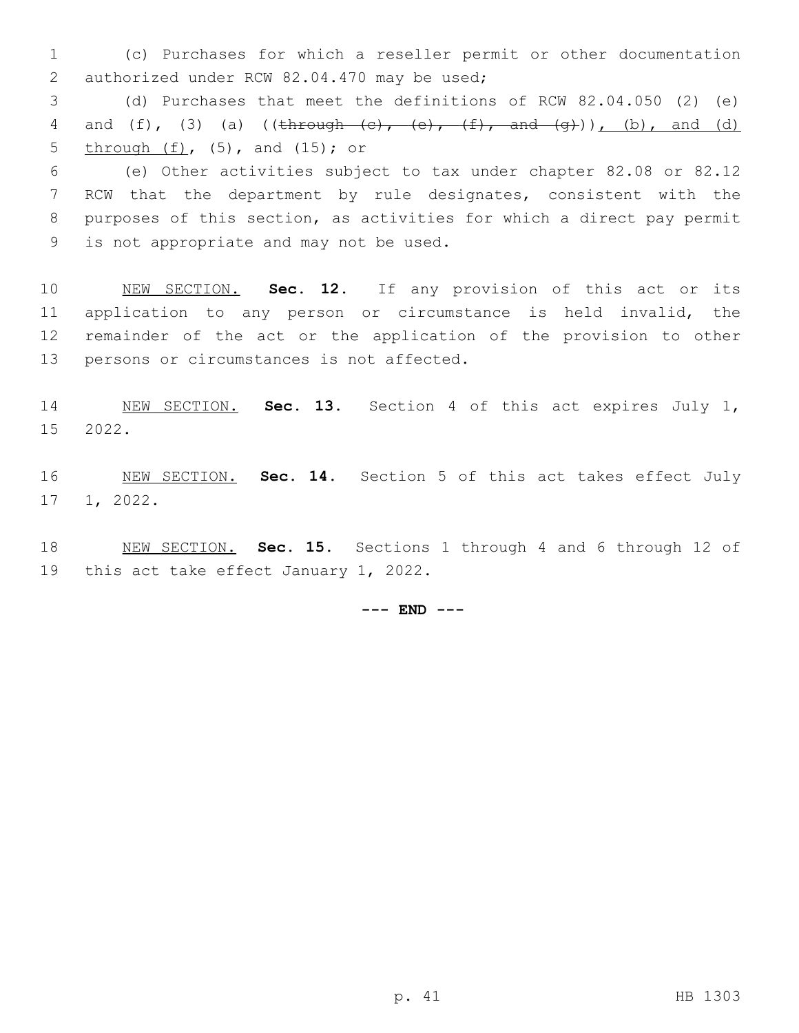(c) Purchases for which a reseller permit or other documentation authorized under RCW 82.04.470 may be used;

(d) Purchases that meet the definitions of RCW 82.04.050 (2) (e) and (f), (3) (a) ((~~through (c), (e), (f), and (g)~~)), (b), and (d) through (f), (5), and (15); or

(e) Other activities subject to tax under chapter 82.08 or 82.12 RCW that the department by rule designates, consistent with the purposes of this section, as activities for which a direct pay permit is not appropriate and may not be used.

NEW SECTION. **Sec. 12.** If any provision of this act or its application to any person or circumstance is held invalid, the remainder of the act or the application of the provision to other persons or circumstances is not affected.

NEW SECTION. **Sec. 13.** Section 4 of this act expires July 1, 2022.

NEW SECTION. **Sec. 14.** Section 5 of this act takes effect July 1, 2022.

NEW SECTION. **Sec. 15.** Sections 1 through 4 and 6 through 12 of this act take effect January 1, 2022.

**--- END ---**